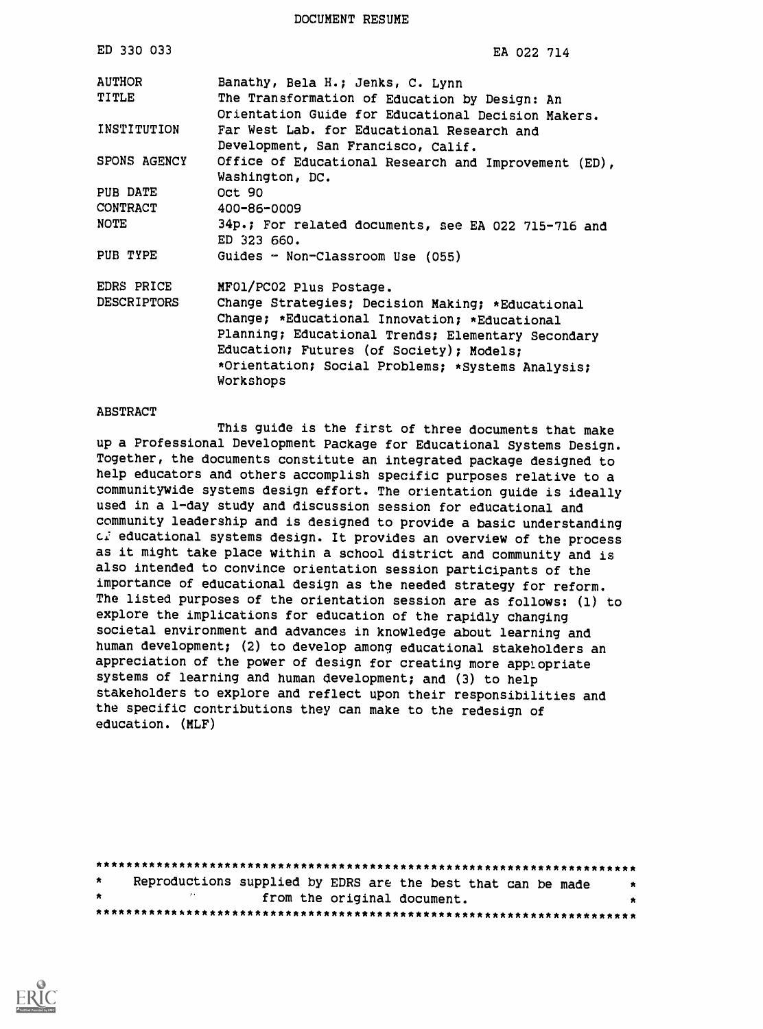# DOCUMENT RESUME

| | |
|---|---|
| ED 330 033 | EA 022 714 |
| AUTHOR | Banathy, Bela H.; Jenks, C. Lynn |
| TITLE | The Transformation of Education by Design: An Orientation Guide for Educational Decision Makers. |
| INSTITUTION | Far West Lab. for Educational Research and Development, San Francisco, Calif. |
| SPONS AGENCY | Office of Educational Research and Improvement (ED), Washington, DC. |
| PUB DATE | Oct 90 |
| CONTRACT | 400-86-0009 |
| NOTE | 34p.; For related documents, see EA 022 715-716 and ED 323 660. |
| PUB TYPE | Guides - Non-Classroom Use (055) |
| EDRS PRICE | MF01/PC02 Plus Postage. |
| DESCRIPTORS | Change Strategies; Decision Making; *Educational Change; *Educational Innovation; *Educational Planning; Educational Trends; Elementary Secondary Education; Futures (of Society); Models; *Orientation; Social Problems; *Systems Analysis; Workshops |

ABSTRACT

This guide is the first of three documents that make up a Professional Development Package for Educational Systems Design. Together, the documents constitute an integrated package designed to help educators and others accomplish specific purposes relative to a communitywide systems design effort. The orientation guide is ideally used in a 1-day study and discussion session for educational and community leadership and is designed to provide a basic understanding of educational systems design. It provides an overview of the process as it might take place within a school district and community and is also intended to convince orientation session participants of the importance of educational design as the needed strategy for reform. The listed purposes of the orientation session are as follows: (1) to explore the implications for education of the rapidly changing societal environment and advances in knowledge about learning and human development; (2) to develop among educational stakeholders an appreciation of the power of design for creating more appropriate systems of learning and human development; and (3) to help stakeholders to explore and reflect upon their responsibilities and the specific contributions they can make to the redesign of education. (MLF)

***********************************************************************
* Reproductions supplied by EDRS are the best that can be made *
* from the original document. *
***********************************************************************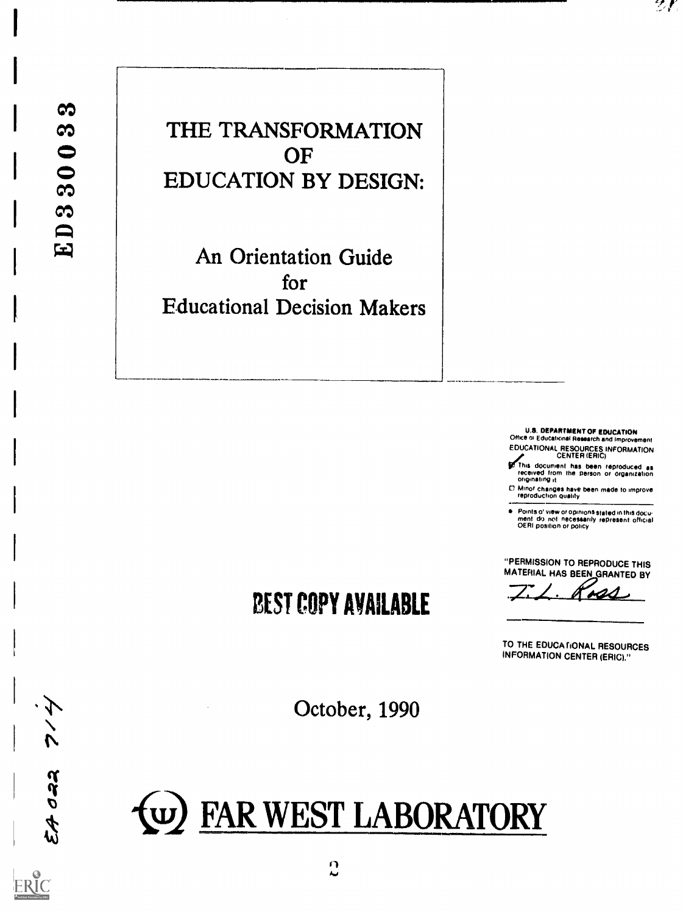ED330033

# THE TRANSFORMATION OF EDUCATION BY DESIGN:

## An Orientation Guide for Educational Decision Makers

U.S. DEPARTMENT OF EDUCATION
Office of Educational Research and Improvement
EDUCATIONAL RESOURCES INFORMATION CENTER (ERIC)

- ☑ This document has been reproduced as received from the person or organization originating it
- ☐ Minor changes have been made to improve reproduction quality

- Points of view or opinions stated in this document do not necessarily represent official OERI position or policy

"PERMISSION TO REPRODUCE THIS MATERIAL HAS BEEN GRANTED BY

T. L. Ross

TO THE EDUCATIONAL RESOURCES INFORMATION CENTER (ERIC)."

**BEST COPY AVAILABLE**

October, 1990

EA 022 714

**FAR WEST LABORATORY**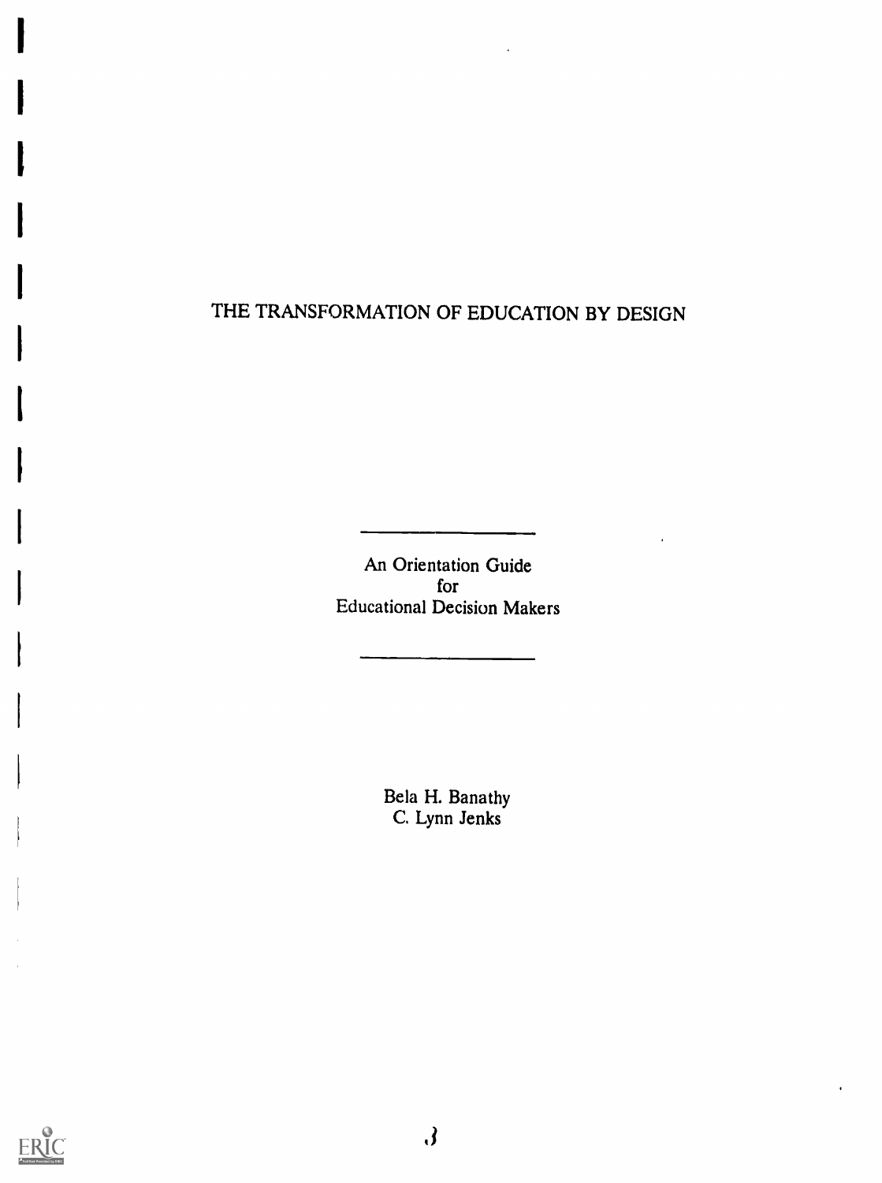# THE TRANSFORMATION OF EDUCATION BY DESIGN

---

An Orientation Guide
for
Educational Decision Makers

---

Bela H. Banathy
C. Lynn Jenks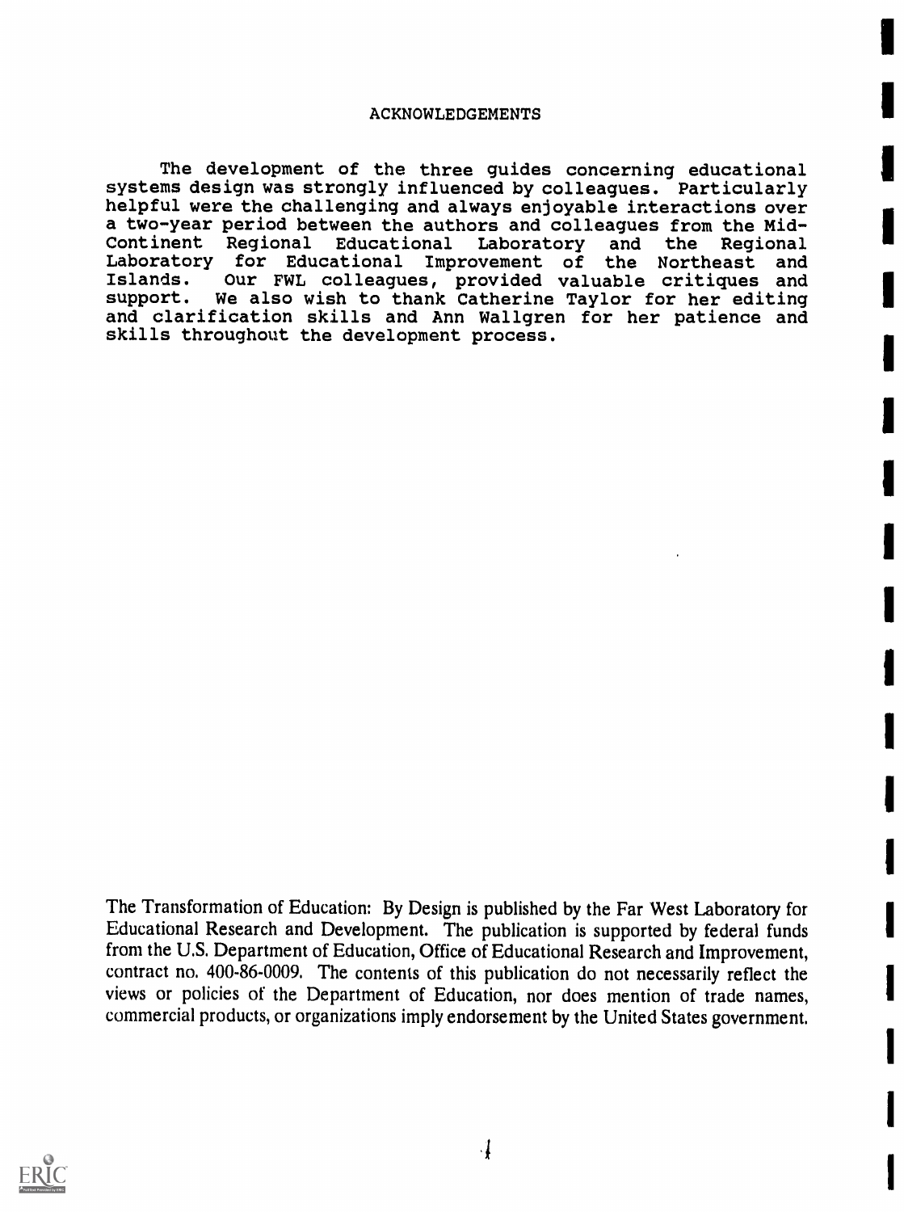## ACKNOWLEDGEMENTS

The development of the three guides concerning educational systems design was strongly influenced by colleagues. Particularly helpful were the challenging and always enjoyable interactions over a two-year period between the authors and colleagues from the Mid-Continent Regional Educational Laboratory and the Regional Laboratory for Educational Improvement of the Northeast and Islands. Our FWL colleagues, provided valuable critiques and support. We also wish to thank Catherine Taylor for her editing and clarification skills and Ann Wallgren for her patience and skills throughout the development process.

The Transformation of Education: By Design is published by the Far West Laboratory for Educational Research and Development. The publication is supported by federal funds from the U.S. Department of Education, Office of Educational Research and Improvement, contract no. 400-86-0009. The contents of this publication do not necessarily reflect the views or policies of the Department of Education, nor does mention of trade names, commercial products, or organizations imply endorsement by the United States government.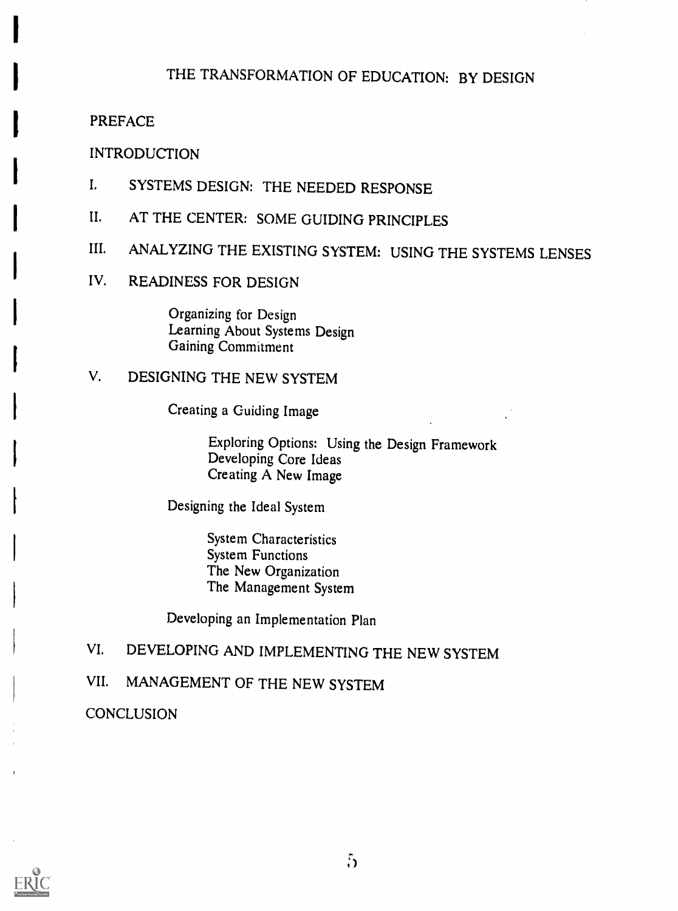# THE TRANSFORMATION OF EDUCATION: BY DESIGN

PREFACE

INTRODUCTION

I. SYSTEMS DESIGN: THE NEEDED RESPONSE

II. AT THE CENTER: SOME GUIDING PRINCIPLES

III. ANALYZING THE EXISTING SYSTEM: USING THE SYSTEMS LENSES

IV. READINESS FOR DESIGN

- Organizing for Design
- Learning About Systems Design
- Gaining Commitment

V. DESIGNING THE NEW SYSTEM

- Creating a Guiding Image
  - Exploring Options: Using the Design Framework
  - Developing Core Ideas
  - Creating A New Image
- Designing the Ideal System
  - System Characteristics
  - System Functions
  - The New Organization
  - The Management System
- Developing an Implementation Plan

VI. DEVELOPING AND IMPLEMENTING THE NEW SYSTEM

VII. MANAGEMENT OF THE NEW SYSTEM

CONCLUSION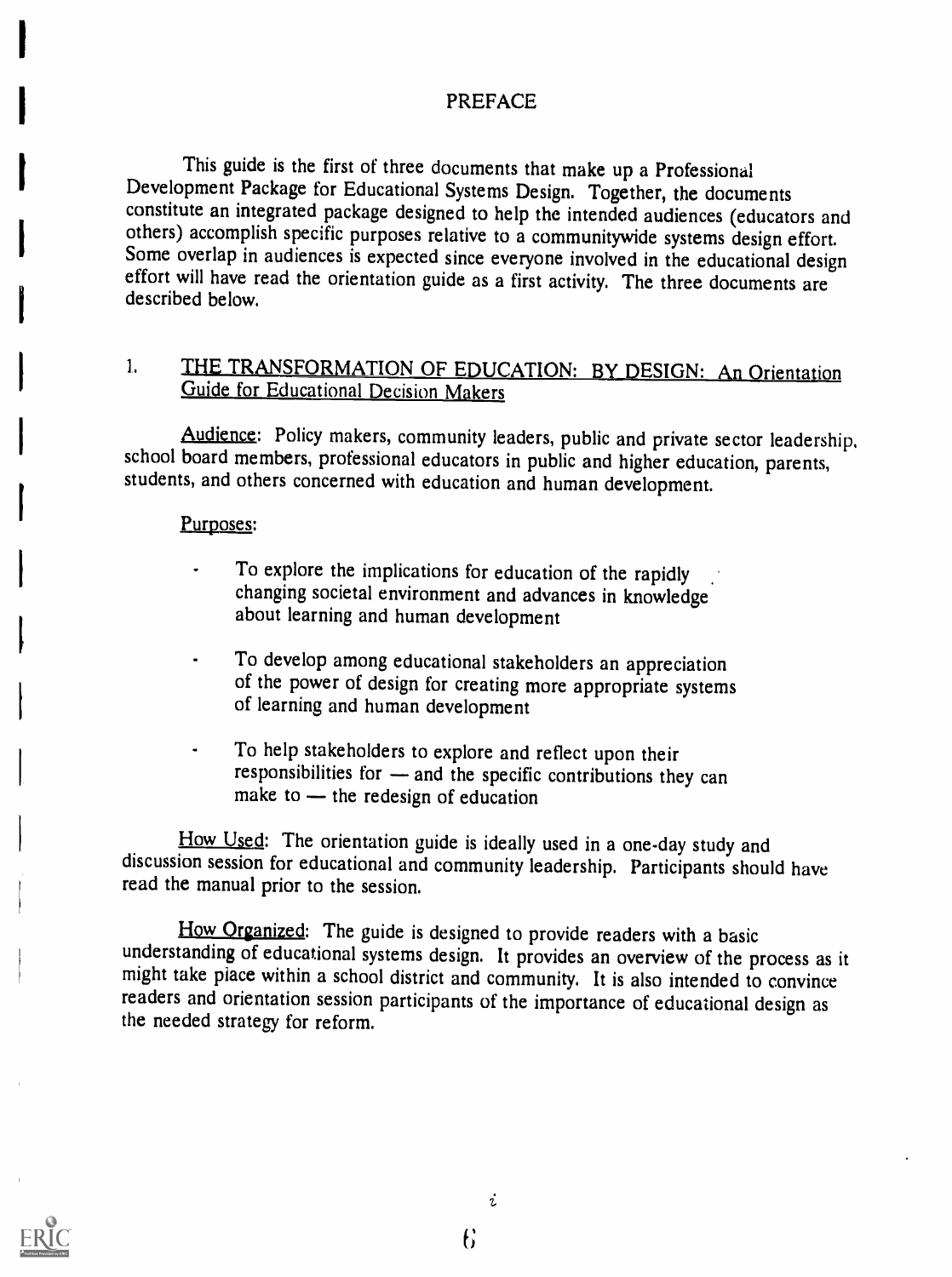# PREFACE

This guide is the first of three documents that make up a Professional Development Package for Educational Systems Design. Together, the documents constitute an integrated package designed to help the intended audiences (educators and others) accomplish specific purposes relative to a communitywide systems design effort. Some overlap in audiences is expected since everyone involved in the educational design effort will have read the orientation guide as a first activity. The three documents are described below.

## 1. THE TRANSFORMATION OF EDUCATION: BY DESIGN: An Orientation Guide for Educational Decision Makers

Audience: Policy makers, community leaders, public and private sector leadership, school board members, professional educators in public and higher education, parents, students, and others concerned with education and human development.

Purposes:

- To explore the implications for education of the rapidly changing societal environment and advances in knowledge about learning and human development
- To develop among educational stakeholders an appreciation of the power of design for creating more appropriate systems of learning and human development
- To help stakeholders to explore and reflect upon their responsibilities for — and the specific contributions they can make to — the redesign of education

How Used: The orientation guide is ideally used in a one-day study and discussion session for educational and community leadership. Participants should have read the manual prior to the session.

How Organized: The guide is designed to provide readers with a basic understanding of educational systems design. It provides an overview of the process as it might take place within a school district and community. It is also intended to convince readers and orientation session participants of the importance of educational design as the needed strategy for reform.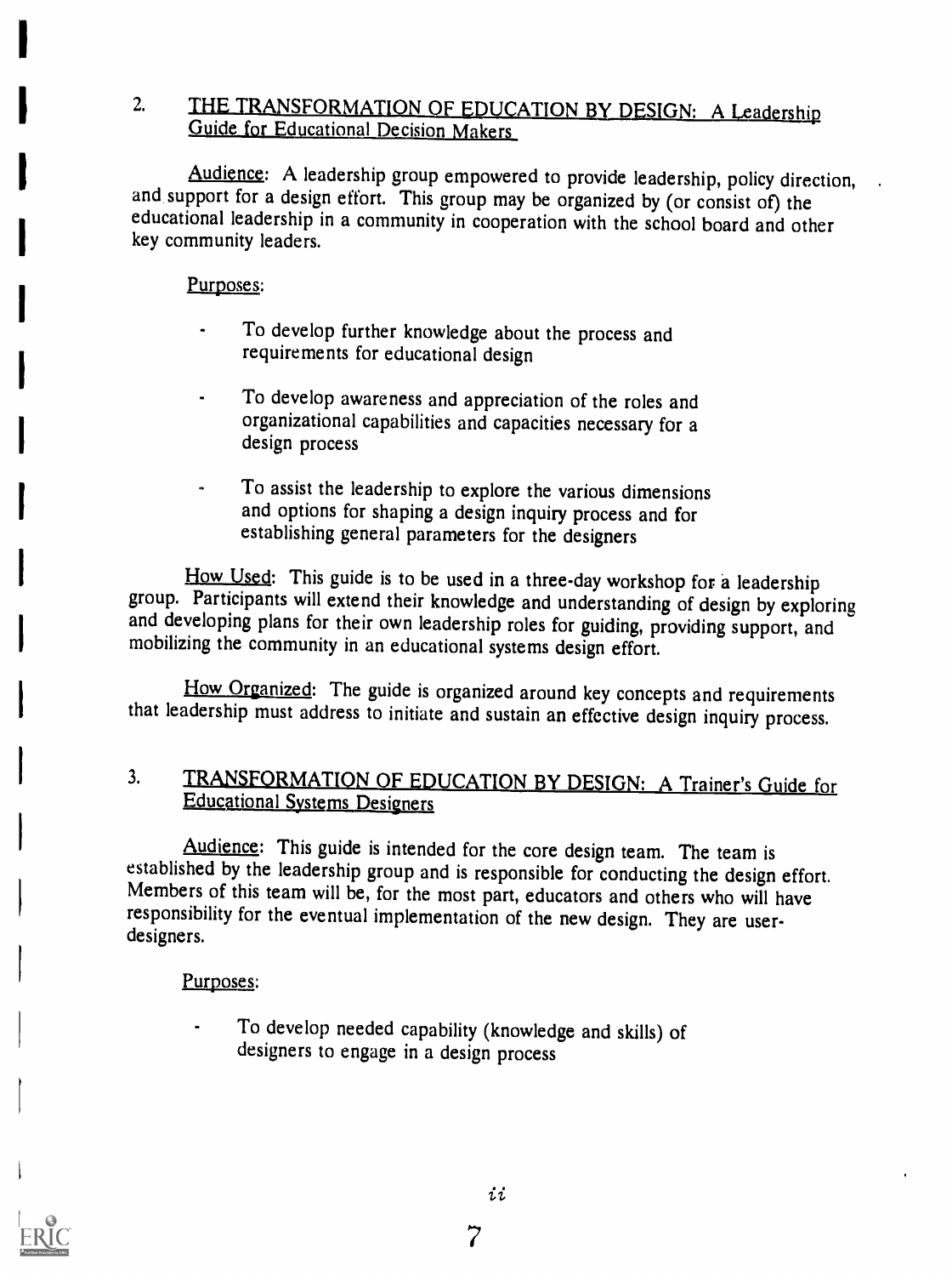2. <u>THE TRANSFORMATION OF EDUCATION BY DESIGN: A Leadership Guide for Educational Decision Makers</u>

<u>Audience</u>: A leadership group empowered to provide leadership, policy direction, and support for a design effort. This group may be organized by (or consist of) the educational leadership in a community in cooperation with the school board and other key community leaders.

<u>Purposes</u>:

- To develop further knowledge about the process and requirements for educational design
- To develop awareness and appreciation of the roles and organizational capabilities and capacities necessary for a design process
- To assist the leadership to explore the various dimensions and options for shaping a design inquiry process and for establishing general parameters for the designers

<u>How Used</u>: This guide is to be used in a three-day workshop for a leadership group. Participants will extend their knowledge and understanding of design by exploring and developing plans for their own leadership roles for guiding, providing support, and mobilizing the community in an educational systems design effort.

<u>How Organized</u>: The guide is organized around key concepts and requirements that leadership must address to initiate and sustain an effective design inquiry process.

3. <u>TRANSFORMATION OF EDUCATION BY DESIGN: A Trainer's Guide for Educational Systems Designers</u>

<u>Audience</u>: This guide is intended for the core design team. The team is established by the leadership group and is responsible for conducting the design effort. Members of this team will be, for the most part, educators and others who will have responsibility for the eventual implementation of the new design. They are user-designers.

<u>Purposes</u>:

- To develop needed capability (knowledge and skills) of designers to engage in a design process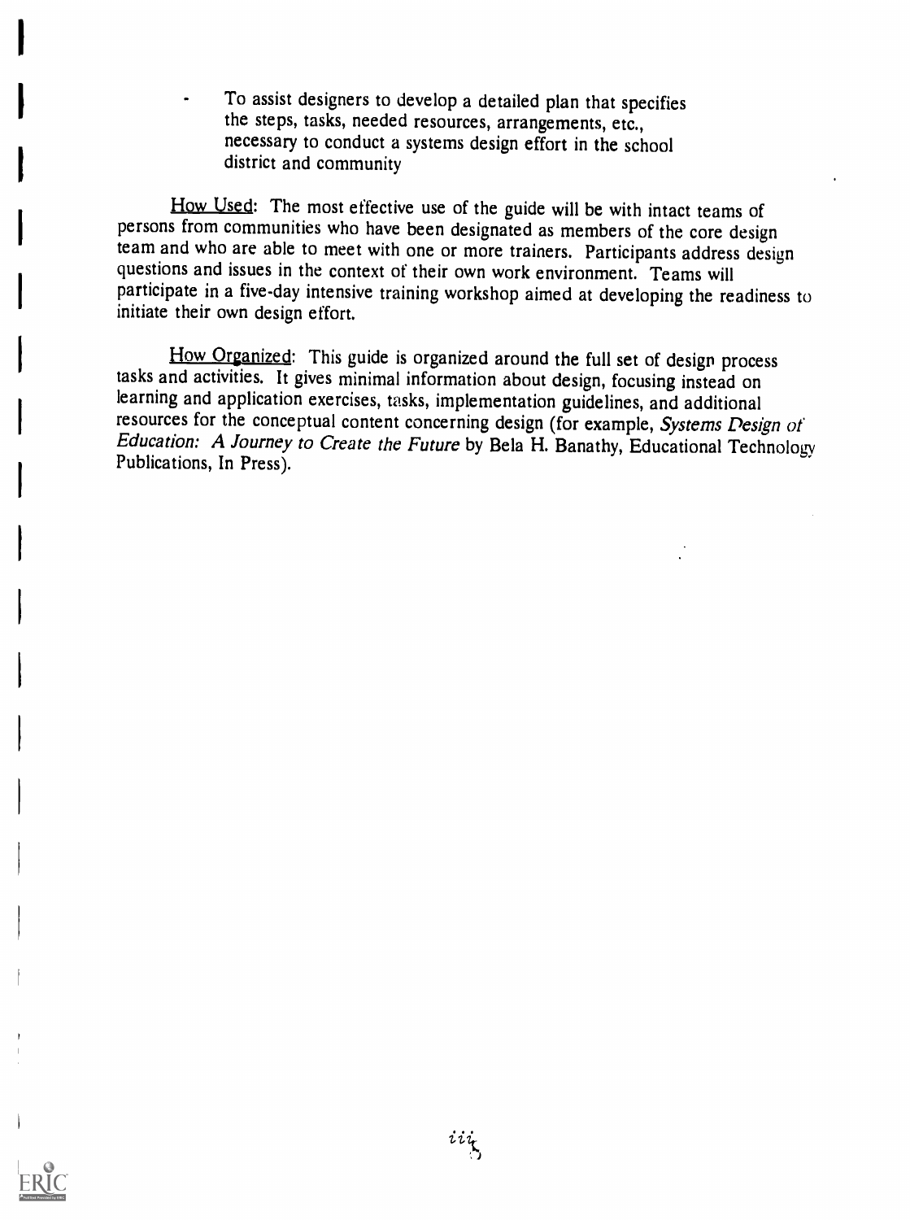- To assist designers to develop a detailed plan that specifies the steps, tasks, needed resources, arrangements, etc., necessary to conduct a systems design effort in the school district and community

How Used: The most effective use of the guide will be with intact teams of persons from communities who have been designated as members of the core design team and who are able to meet with one or more trainers. Participants address design questions and issues in the context of their own work environment. Teams will participate in a five-day intensive training workshop aimed at developing the readiness to initiate their own design effort.

How Organized: This guide is organized around the full set of design process tasks and activities. It gives minimal information about design, focusing instead on learning and application exercises, tasks, implementation guidelines, and additional resources for the conceptual content concerning design (for example, *Systems Design of Education: A Journey to Create the Future* by Bela H. Banathy, Educational Technology Publications, In Press).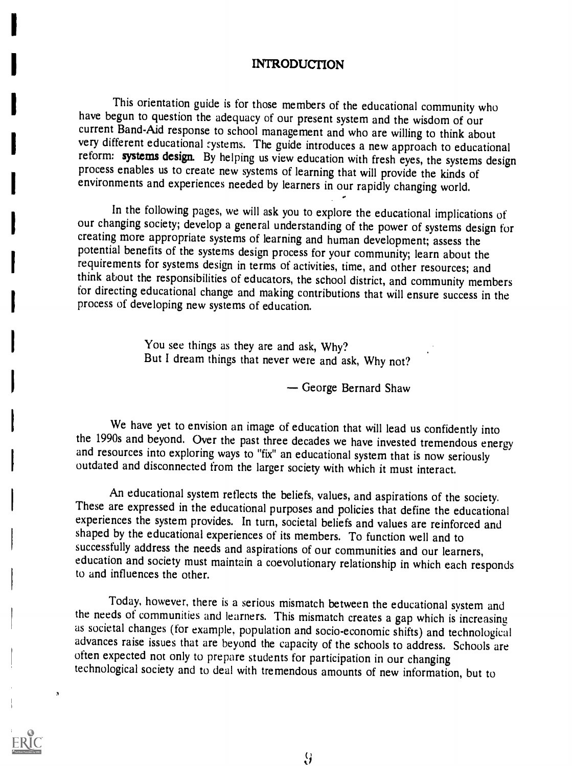# INTRODUCTION

This orientation guide is for those members of the educational community who have begun to question the adequacy of our present system and the wisdom of our current Band-Aid response to school management and who are willing to think about very different educational systems. The guide introduces a new approach to educational reform: **systems design**. By helping us view education with fresh eyes, the systems design process enables us to create new systems of learning that will provide the kinds of environments and experiences needed by learners in our rapidly changing world.

In the following pages, we will ask you to explore the educational implications of our changing society; develop a general understanding of the power of systems design for creating more appropriate systems of learning and human development; assess the potential benefits of the systems design process for your community; learn about the requirements for systems design in terms of activities, time, and other resources; and think about the responsibilities of educators, the school district, and community members for directing educational change and making contributions that will ensure success in the process of developing new systems of education.

> You see things as they are and ask, Why?
> But I dream things that never were and ask, Why not?
>
> — George Bernard Shaw

We have yet to envision an image of education that will lead us confidently into the 1990s and beyond. Over the past three decades we have invested tremendous energy and resources into exploring ways to "fix" an educational system that is now seriously outdated and disconnected from the larger society with which it must interact.

An educational system reflects the beliefs, values, and aspirations of the society. These are expressed in the educational purposes and policies that define the educational experiences the system provides. In turn, societal beliefs and values are reinforced and shaped by the educational experiences of its members. To function well and to successfully address the needs and aspirations of our communities and our learners, education and society must maintain a coevolutionary relationship in which each responds to and influences the other.

Today, however, there is a serious mismatch between the educational system and the needs of communities and learners. This mismatch creates a gap which is increasing as societal changes (for example, population and socio-economic shifts) and technological advances raise issues that are beyond the capacity of the schools to address. Schools are often expected not only to prepare students for participation in our changing technological society and to deal with tremendous amounts of new information, but to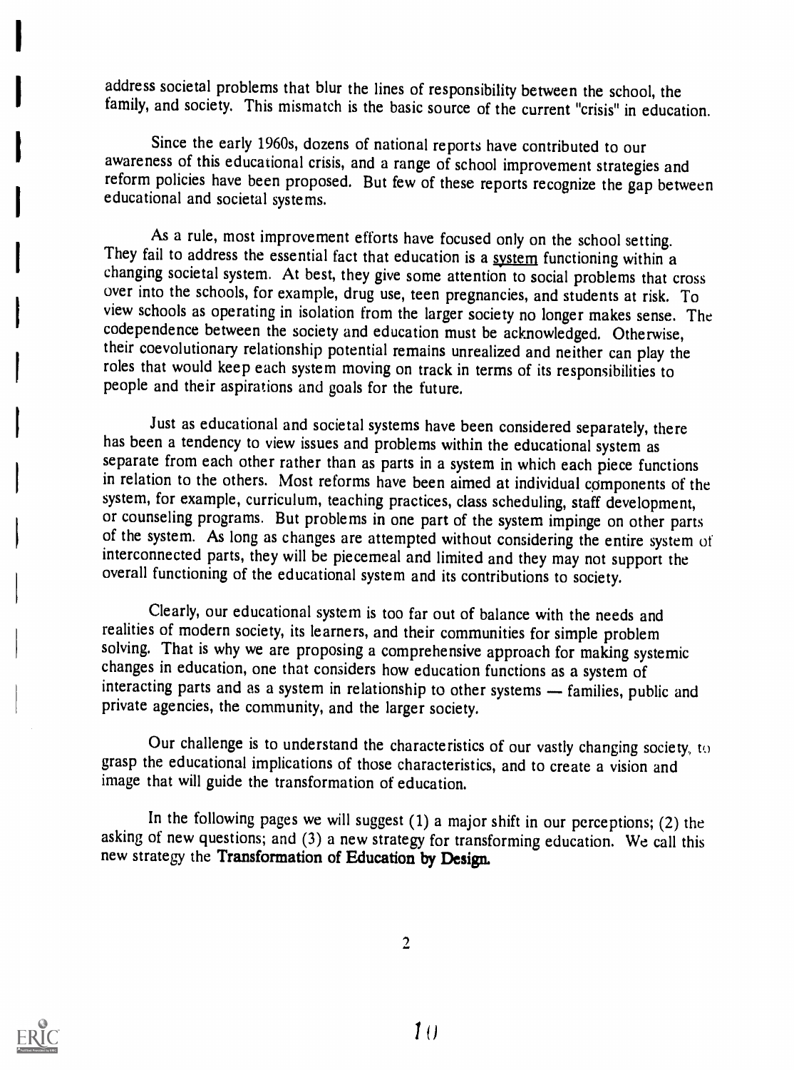address societal problems that blur the lines of responsibility between the school, the family, and society. This mismatch is the basic source of the current "crisis" in education.

Since the early 1960s, dozens of national reports have contributed to our awareness of this educational crisis, and a range of school improvement strategies and reform policies have been proposed. But few of these reports recognize the gap between educational and societal systems.

As a rule, most improvement efforts have focused only on the school setting. They fail to address the essential fact that education is a system functioning within a changing societal system. At best, they give some attention to social problems that cross over into the schools, for example, drug use, teen pregnancies, and students at risk. To view schools as operating in isolation from the larger society no longer makes sense. The codependence between the society and education must be acknowledged. Otherwise, their coevolutionary relationship potential remains unrealized and neither can play the roles that would keep each system moving on track in terms of its responsibilities to people and their aspirations and goals for the future.

Just as educational and societal systems have been considered separately, there has been a tendency to view issues and problems within the educational system as separate from each other rather than as parts in a system in which each piece functions in relation to the others. Most reforms have been aimed at individual components of the system, for example, curriculum, teaching practices, class scheduling, staff development, or counseling programs. But problems in one part of the system impinge on other parts of the system. As long as changes are attempted without considering the entire system of interconnected parts, they will be piecemeal and limited and they may not support the overall functioning of the educational system and its contributions to society.

Clearly, our educational system is too far out of balance with the needs and realities of modern society, its learners, and their communities for simple problem solving. That is why we are proposing a comprehensive approach for making systemic changes in education, one that considers how education functions as a system of interacting parts and as a system in relationship to other systems — families, public and private agencies, the community, and the larger society.

Our challenge is to understand the characteristics of our vastly changing society, to grasp the educational implications of those characteristics, and to create a vision and image that will guide the transformation of education.

In the following pages we will suggest (1) a major shift in our perceptions; (2) the asking of new questions; and (3) a new strategy for transforming education. We call this new strategy the **Transformation of Education by Design.**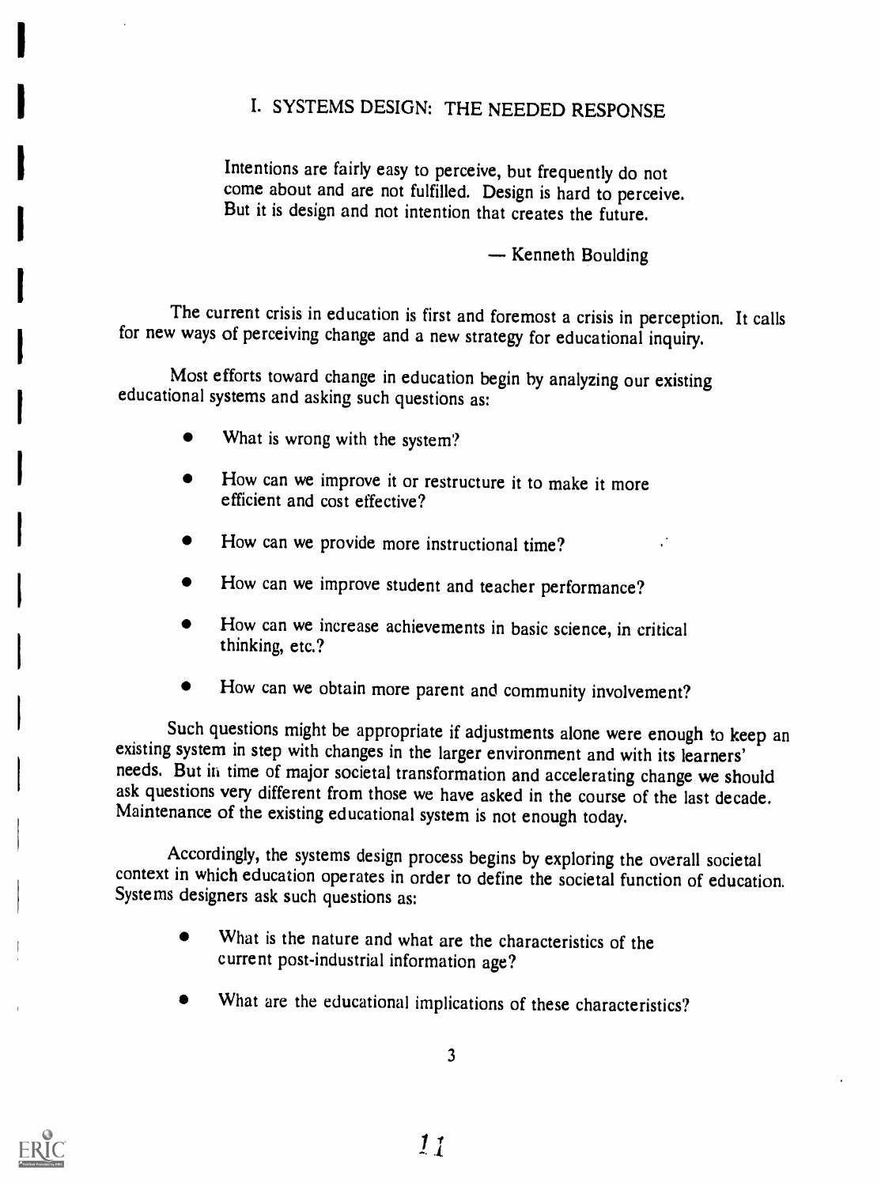# I. SYSTEMS DESIGN: THE NEEDED RESPONSE

> Intentions are fairly easy to perceive, but frequently do not come about and are not fulfilled. Design is hard to perceive. But it is design and not intention that creates the future.
>
> — Kenneth Boulding

The current crisis in education is first and foremost a crisis in perception. It calls for new ways of perceiving change and a new strategy for educational inquiry.

Most efforts toward change in education begin by analyzing our existing educational systems and asking such questions as:

- What is wrong with the system?
- How can we improve it or restructure it to make it more efficient and cost effective?
- How can we provide more instructional time?
- How can we improve student and teacher performance?
- How can we increase achievements in basic science, in critical thinking, etc.?
- How can we obtain more parent and community involvement?

Such questions might be appropriate if adjustments alone were enough to keep an existing system in step with changes in the larger environment and with its learners' needs. But in time of major societal transformation and accelerating change we should ask questions very different from those we have asked in the course of the last decade. Maintenance of the existing educational system is not enough today.

Accordingly, the systems design process begins by exploring the overall societal context in which education operates in order to define the societal function of education. Systems designers ask such questions as:

- What is the nature and what are the characteristics of the current post-industrial information age?
- What are the educational implications of these characteristics?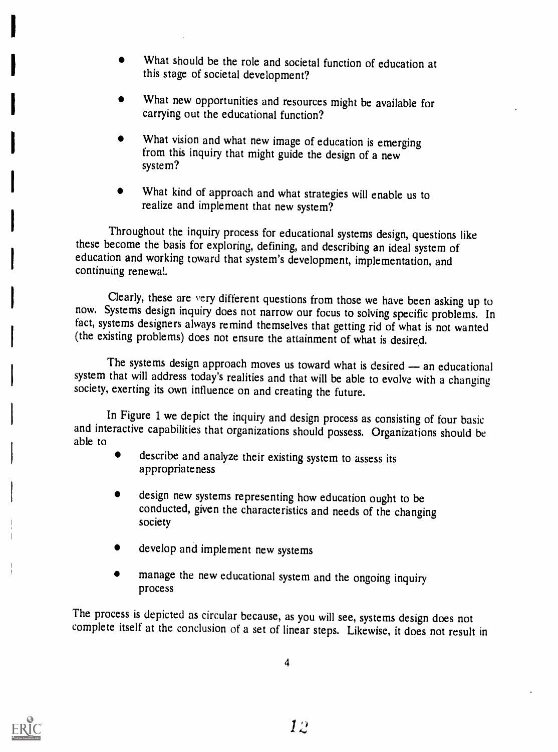- What should be the role and societal function of education at this stage of societal development?
- What new opportunities and resources might be available for carrying out the educational function?
- What vision and what new image of education is emerging from this inquiry that might guide the design of a new system?
- What kind of approach and what strategies will enable us to realize and implement that new system?

Throughout the inquiry process for educational systems design, questions like these become the basis for exploring, defining, and describing an ideal system of education and working toward that system's development, implementation, and continuing renewal.

Clearly, these are very different questions from those we have been asking up to now. Systems design inquiry does not narrow our focus to solving specific problems. In fact, systems designers always remind themselves that getting rid of what is not wanted (the existing problems) does not ensure the attainment of what is desired.

The systems design approach moves us toward what is desired — an educational system that will address today's realities and that will be able to evolve with a changing society, exerting its own influence on and creating the future.

In Figure 1 we depict the inquiry and design process as consisting of four basic and interactive capabilities that organizations should possess. Organizations should be able to

- describe and analyze their existing system to assess its appropriateness
- design new systems representing how education ought to be conducted, given the characteristics and needs of the changing society
- develop and implement new systems
- manage the new educational system and the ongoing inquiry process

The process is depicted as circular because, as you will see, systems design does not complete itself at the conclusion of a set of linear steps. Likewise, it does not result in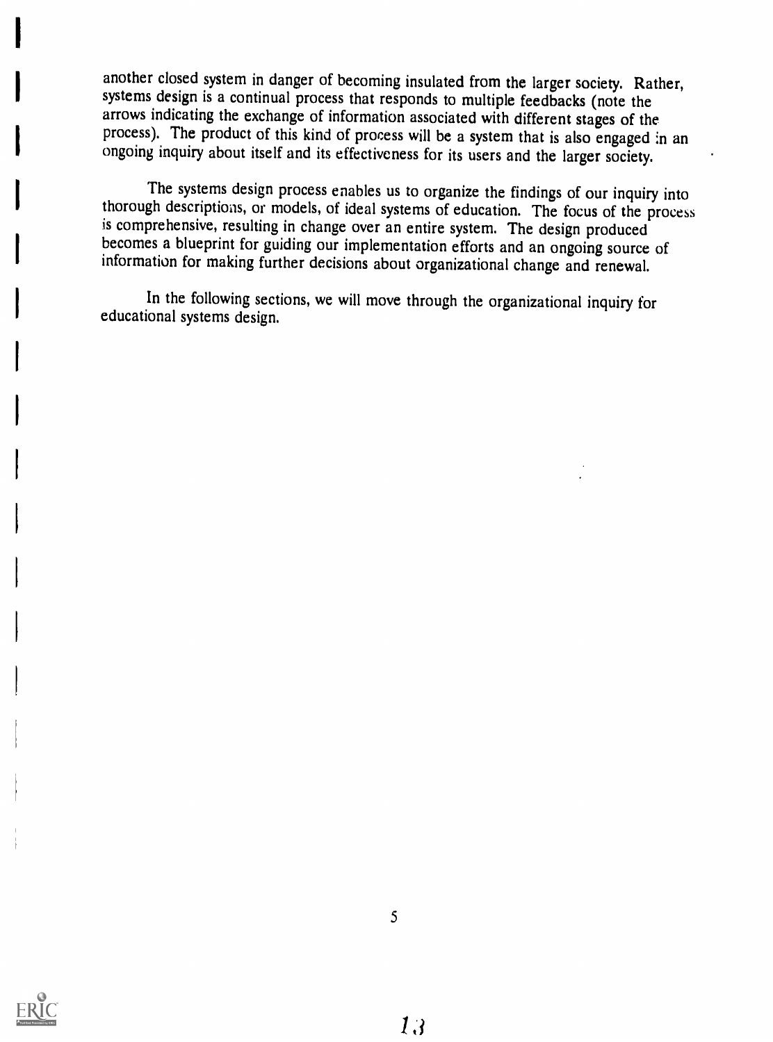another closed system in danger of becoming insulated from the larger society. Rather, systems design is a continual process that responds to multiple feedbacks (note the arrows indicating the exchange of information associated with different stages of the process). The product of this kind of process will be a system that is also engaged in an ongoing inquiry about itself and its effectiveness for its users and the larger society.

The systems design process enables us to organize the findings of our inquiry into thorough descriptions, or models, of ideal systems of education. The focus of the process is comprehensive, resulting in change over an entire system. The design produced becomes a blueprint for guiding our implementation efforts and an ongoing source of information for making further decisions about organizational change and renewal.

In the following sections, we will move through the organizational inquiry for educational systems design.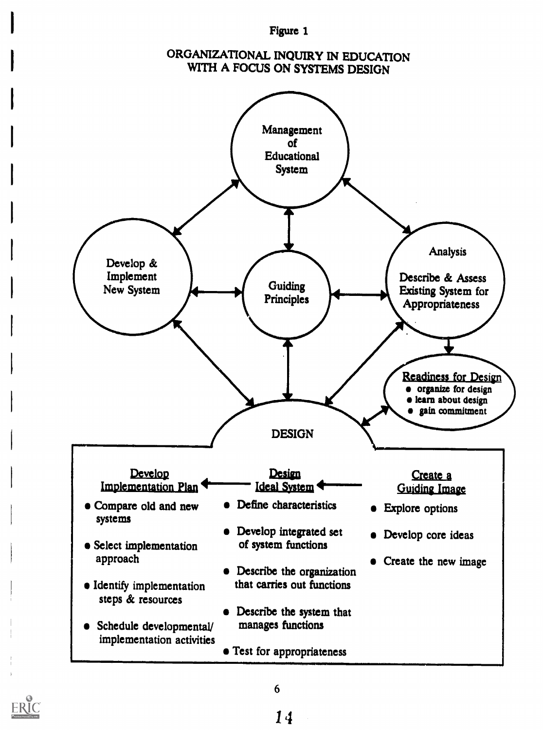Figure 1

ORGANIZATIONAL INQUIRY IN EDUCATION WITH A FOCUS ON SYSTEMS DESIGN

Management of Educational System

Develop & Implement New System

Guiding Principles

Analysis

Describe & Assess Existing System for Appropriateness

Readiness for Design
- organize for design
- learn about design
- gain commitment

DESIGN

Develop Implementation Plan
- Compare old and new systems
- Select implementation approach
- Identify implementation steps & resources
- Schedule developmental/ implementation activities

Design Ideal System
- Define characteristics
- Develop integrated set of system functions
- Describe the organization that carries out functions
- Describe the system that manages functions
- Test for appropriateness

Create a Guiding Image
- Explore options
- Develop core ideas
- Create the new image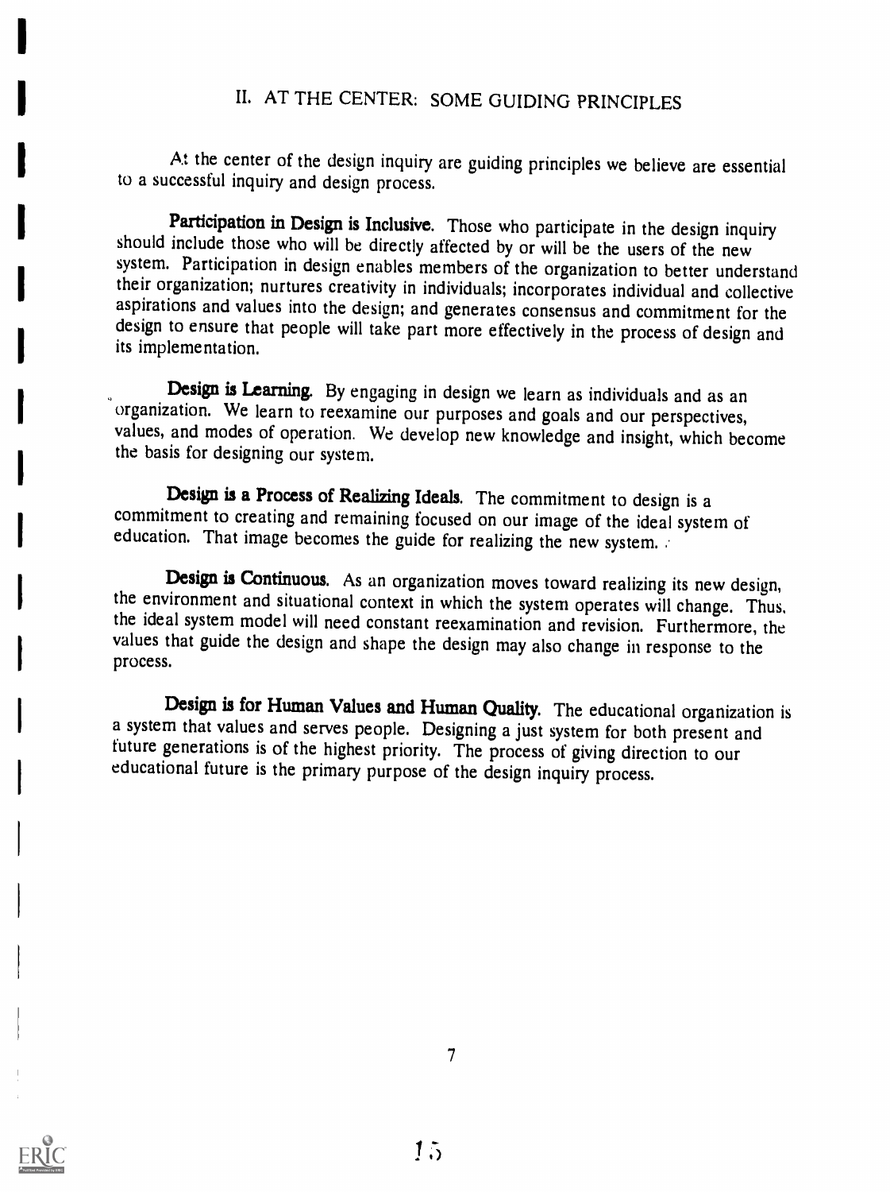## II. AT THE CENTER: SOME GUIDING PRINCIPLES

At the center of the design inquiry are guiding principles we believe are essential to a successful inquiry and design process.

**Participation in Design is Inclusive.** Those who participate in the design inquiry should include those who will be directly affected by or will be the users of the new system. Participation in design enables members of the organization to better understand their organization; nurtures creativity in individuals; incorporates individual and collective aspirations and values into the design; and generates consensus and commitment for the design to ensure that people will take part more effectively in the process of design and its implementation.

**Design is Learning.** By engaging in design we learn as individuals and as an organization. We learn to reexamine our purposes and goals and our perspectives, values, and modes of operation. We develop new knowledge and insight, which become the basis for designing our system.

**Design is a Process of Realizing Ideals.** The commitment to design is a commitment to creating and remaining focused on our image of the ideal system of education. That image becomes the guide for realizing the new system.

**Design is Continuous.** As an organization moves toward realizing its new design, the environment and situational context in which the system operates will change. Thus, the ideal system model will need constant reexamination and revision. Furthermore, the values that guide the design and shape the design may also change in response to the process.

**Design is for Human Values and Human Quality.** The educational organization is a system that values and serves people. Designing a just system for both present and future generations is of the highest priority. The process of giving direction to our educational future is the primary purpose of the design inquiry process.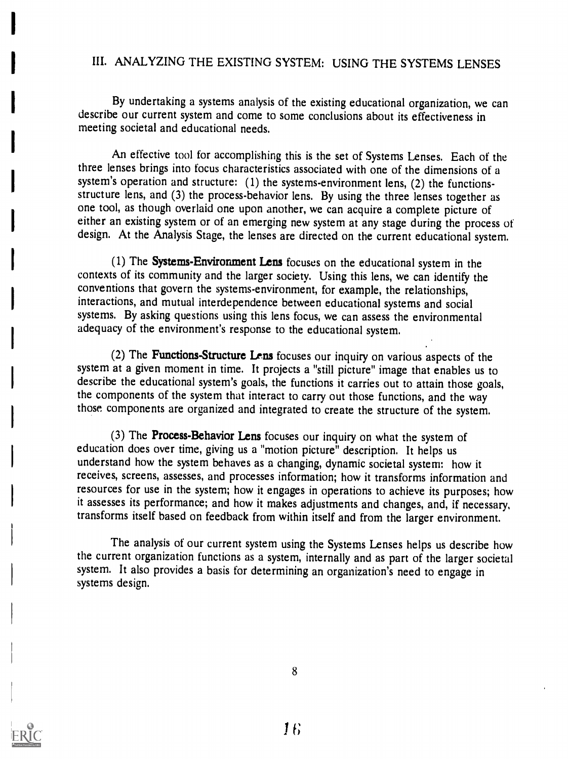## III. ANALYZING THE EXISTING SYSTEM: USING THE SYSTEMS LENSES

By undertaking a systems analysis of the existing educational organization, we can describe our current system and come to some conclusions about its effectiveness in meeting societal and educational needs.

An effective tool for accomplishing this is the set of Systems Lenses. Each of the three lenses brings into focus characteristics associated with one of the dimensions of a system's operation and structure: (1) the systems-environment lens, (2) the functions-structure lens, and (3) the process-behavior lens. By using the three lenses together as one tool, as though overlaid one upon another, we can acquire a complete picture of either an existing system or of an emerging new system at any stage during the process of design. At the Analysis Stage, the lenses are directed on the current educational system.

(1) The **Systems-Environment Lens** focuses on the educational system in the contexts of its community and the larger society. Using this lens, we can identify the conventions that govern the systems-environment, for example, the relationships, interactions, and mutual interdependence between educational systems and social systems. By asking questions using this lens focus, we can assess the environmental adequacy of the environment's response to the educational system.

(2) The **Functions-Structure Lens** focuses our inquiry on various aspects of the system at a given moment in time. It projects a "still picture" image that enables us to describe the educational system's goals, the functions it carries out to attain those goals, the components of the system that interact to carry out those functions, and the way those components are organized and integrated to create the structure of the system.

(3) The **Process-Behavior Lens** focuses our inquiry on what the system of education does over time, giving us a "motion picture" description. It helps us understand how the system behaves as a changing, dynamic societal system: how it receives, screens, assesses, and processes information; how it transforms information and resources for use in the system; how it engages in operations to achieve its purposes; how it assesses its performance; and how it makes adjustments and changes, and, if necessary, transforms itself based on feedback from within itself and from the larger environment.

The analysis of our current system using the Systems Lenses helps us describe how the current organization functions as a system, internally and as part of the larger societal system. It also provides a basis for determining an organization's need to engage in systems design.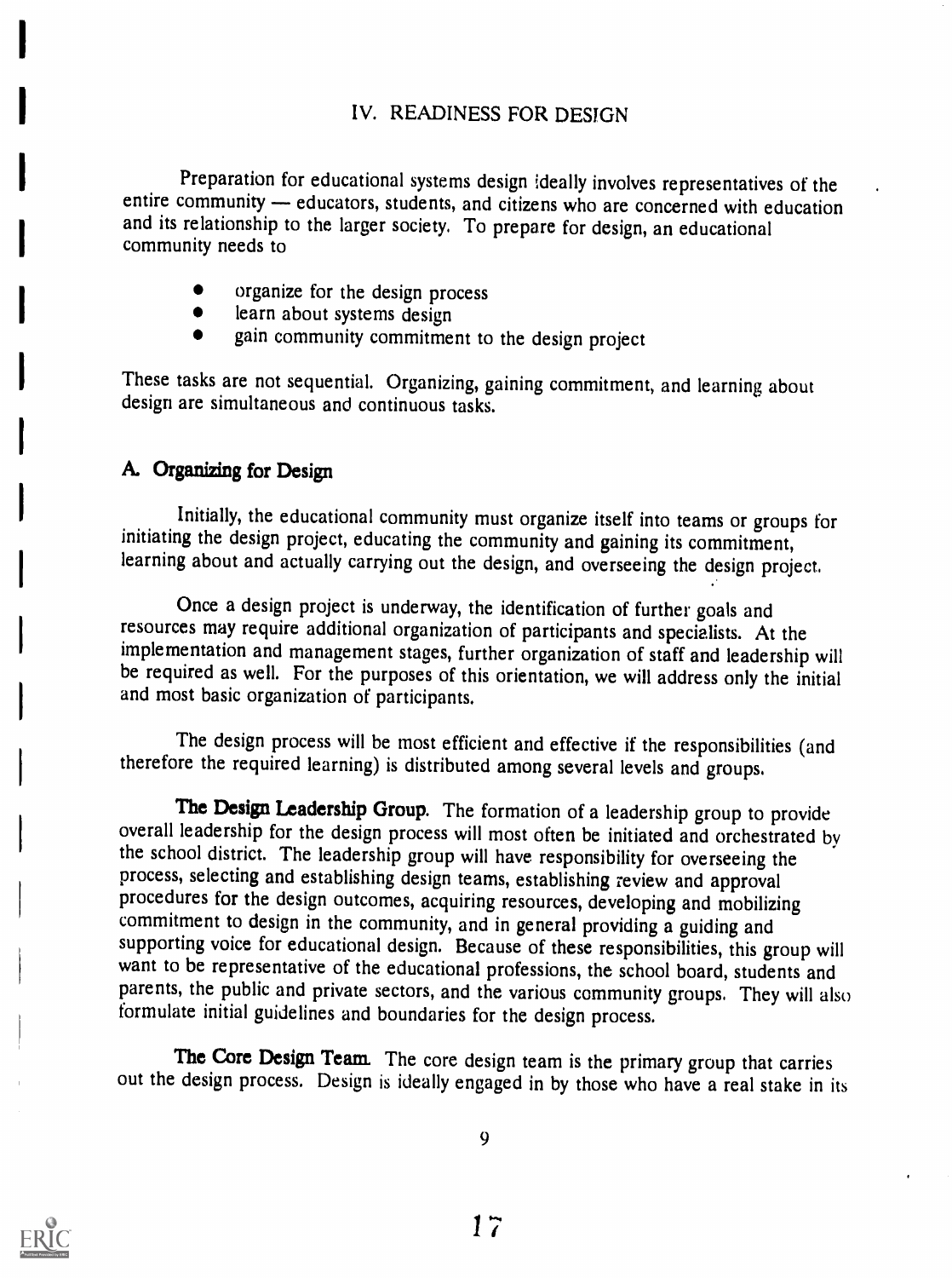## IV. READINESS FOR DESIGN

Preparation for educational systems design ideally involves representatives of the entire community — educators, students, and citizens who are concerned with education and its relationship to the larger society. To prepare for design, an educational community needs to

- organize for the design process
- learn about systems design
- gain community commitment to the design project

These tasks are not sequential. Organizing, gaining commitment, and learning about design are simultaneous and continuous tasks.

### A. Organizing for Design

Initially, the educational community must organize itself into teams or groups for initiating the design project, educating the community and gaining its commitment, learning about and actually carrying out the design, and overseeing the design project.

Once a design project is underway, the identification of further goals and resources may require additional organization of participants and specialists. At the implementation and management stages, further organization of staff and leadership will be required as well. For the purposes of this orientation, we will address only the initial and most basic organization of participants.

The design process will be most efficient and effective if the responsibilities (and therefore the required learning) is distributed among several levels and groups.

**The Design Leadership Group.** The formation of a leadership group to provide overall leadership for the design process will most often be initiated and orchestrated by the school district. The leadership group will have responsibility for overseeing the process, selecting and establishing design teams, establishing review and approval procedures for the design outcomes, acquiring resources, developing and mobilizing commitment to design in the community, and in general providing a guiding and supporting voice for educational design. Because of these responsibilities, this group will want to be representative of the educational professions, the school board, students and parents, the public and private sectors, and the various community groups. They will also formulate initial guidelines and boundaries for the design process.

**The Core Design Team.** The core design team is the primary group that carries out the design process. Design is ideally engaged in by those who have a real stake in its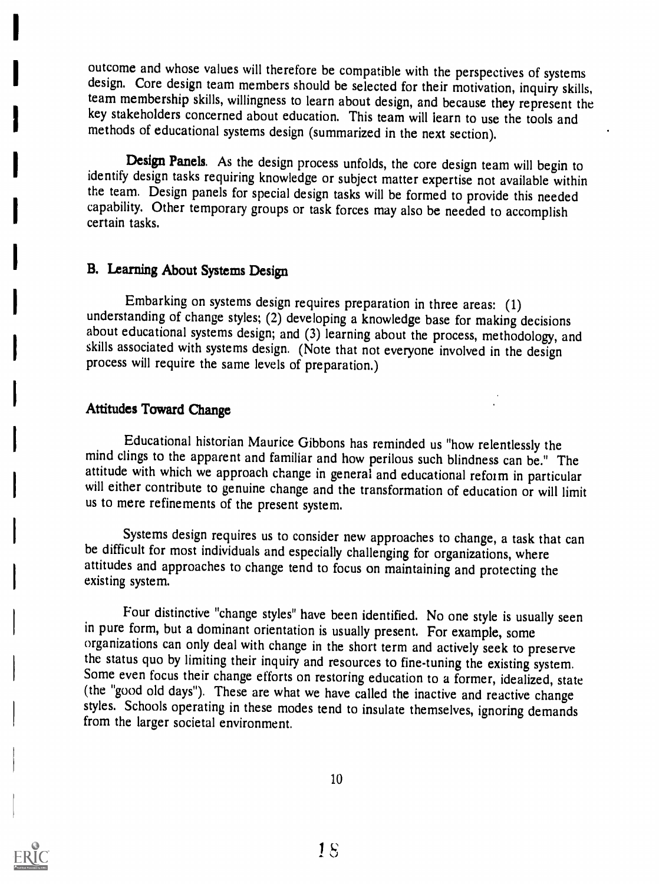outcome and whose values will therefore be compatible with the perspectives of systems design. Core design team members should be selected for their motivation, inquiry skills, team membership skills, willingness to learn about design, and because they represent the key stakeholders concerned about education. This team will learn to use the tools and methods of educational systems design (summarized in the next section).

**Design Panels**. As the design process unfolds, the core design team will begin to identify design tasks requiring knowledge or subject matter expertise not available within the team. Design panels for special design tasks will be formed to provide this needed capability. Other temporary groups or task forces may also be needed to accomplish certain tasks.

## B. Learning About Systems Design

Embarking on systems design requires preparation in three areas: (1) understanding of change styles; (2) developing a knowledge base for making decisions about educational systems design; and (3) learning about the process, methodology, and skills associated with systems design. (Note that not everyone involved in the design process will require the same levels of preparation.)

### Attitudes Toward Change

Educational historian Maurice Gibbons has reminded us "how relentlessly the mind clings to the apparent and familiar and how perilous such blindness can be." The attitude with which we approach change in general and educational reform in particular will either contribute to genuine change and the transformation of education or will limit us to mere refinements of the present system.

Systems design requires us to consider new approaches to change, a task that can be difficult for most individuals and especially challenging for organizations, where attitudes and approaches to change tend to focus on maintaining and protecting the existing system.

Four distinctive "change styles" have been identified. No one style is usually seen in pure form, but a dominant orientation is usually present. For example, some organizations can only deal with change in the short term and actively seek to preserve the status quo by limiting their inquiry and resources to fine-tuning the existing system. Some even focus their change efforts on restoring education to a former, idealized, state (the "good old days"). These are what we have called the inactive and reactive change styles. Schools operating in these modes tend to insulate themselves, ignoring demands from the larger societal environment.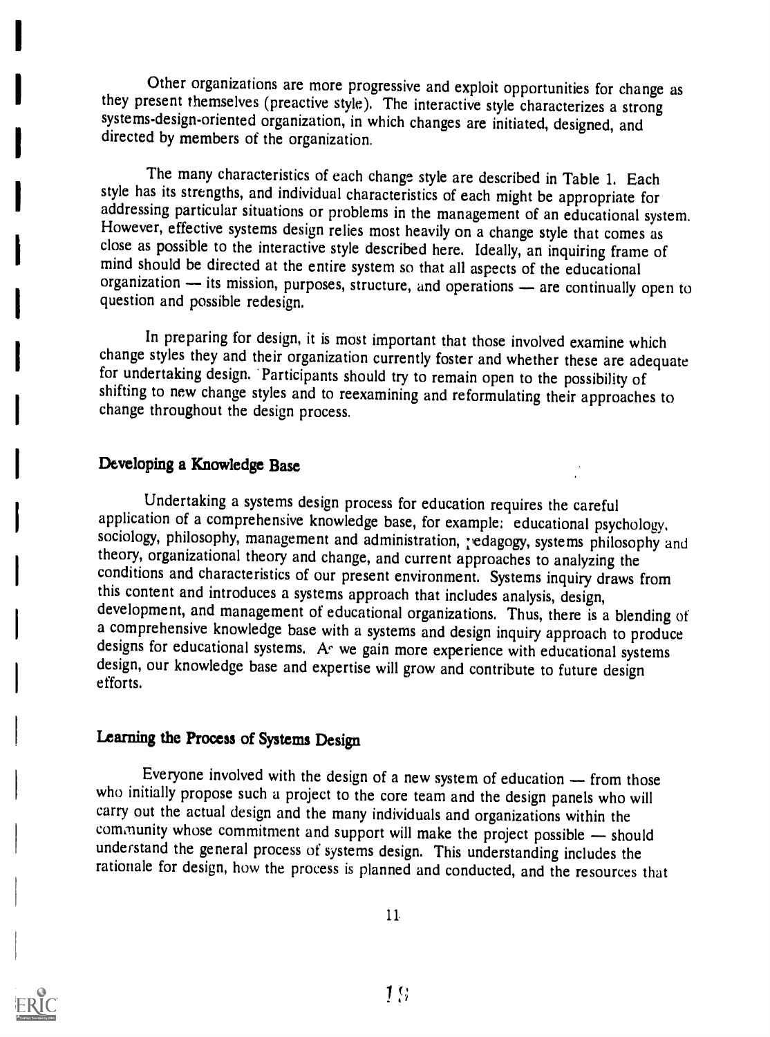Other organizations are more progressive and exploit opportunities for change as they present themselves (preactive style). The interactive style characterizes a strong systems-design-oriented organization, in which changes are initiated, designed, and directed by members of the organization.

The many characteristics of each change style are described in Table 1. Each style has its strengths, and individual characteristics of each might be appropriate for addressing particular situations or problems in the management of an educational system. However, effective systems design relies most heavily on a change style that comes as close as possible to the interactive style described here. Ideally, an inquiring frame of mind should be directed at the entire system so that all aspects of the educational organization — its mission, purposes, structure, and operations — are continually open to question and possible redesign.

In preparing for design, it is most important that those involved examine which change styles they and their organization currently foster and whether these are adequate for undertaking design. Participants should try to remain open to the possibility of shifting to new change styles and to reexamining and reformulating their approaches to change throughout the design process.

## Developing a Knowledge Base

Undertaking a systems design process for education requires the careful application of a comprehensive knowledge base, for example: educational psychology, sociology, philosophy, management and administration, pedagogy, systems philosophy and theory, organizational theory and change, and current approaches to analyzing the conditions and characteristics of our present environment. Systems inquiry draws from this content and introduces a systems approach that includes analysis, design, development, and management of educational organizations. Thus, there is a blending of a comprehensive knowledge base with a systems and design inquiry approach to produce designs for educational systems. As we gain more experience with educational systems design, our knowledge base and expertise will grow and contribute to future design efforts.

## Learning the Process of Systems Design

Everyone involved with the design of a new system of education — from those who initially propose such a project to the core team and the design panels who will carry out the actual design and the many individuals and organizations within the community whose commitment and support will make the project possible — should understand the general process of systems design. This understanding includes the rationale for design, how the process is planned and conducted, and the resources that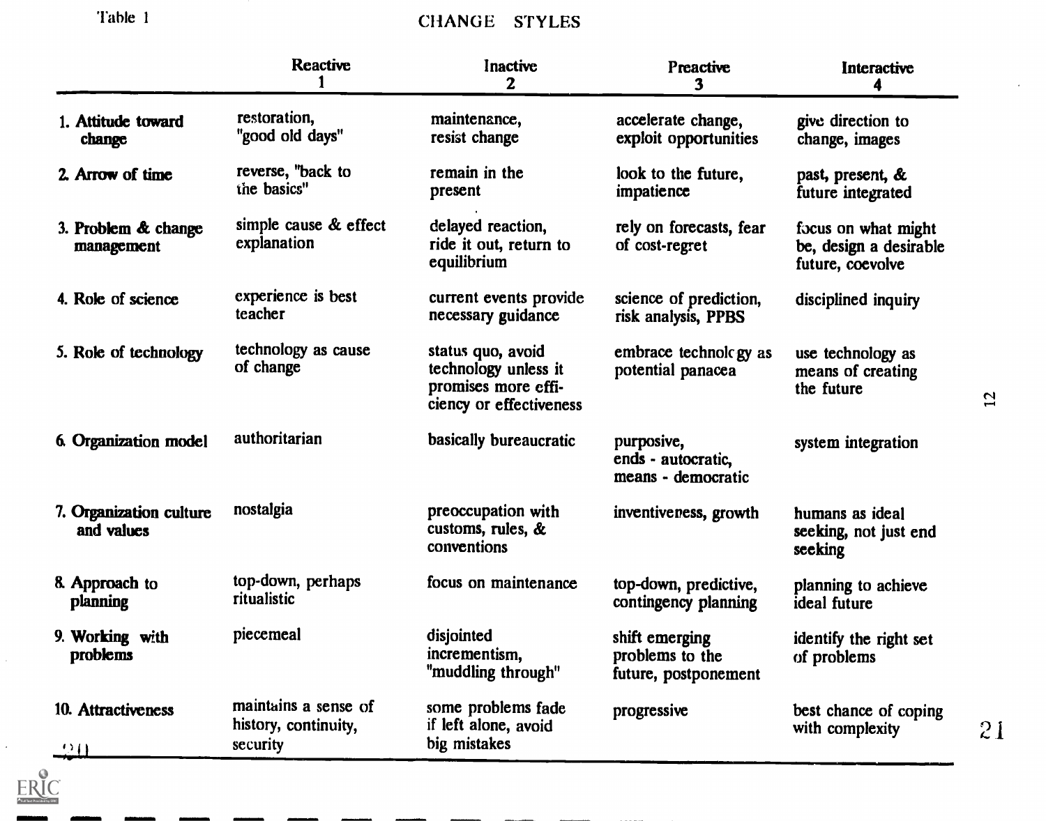Table 1

# CHANGE STYLES

| | Reactive 1 | Inactive 2 | Preactive 3 | Interactive 4 |
|---|---|---|---|---|
| 1. **Attitude toward change** | restoration, "good old days" | maintenance, resist change | accelerate change, exploit opportunities | give direction to change, images |
| 2. **Arrow of time** | reverse, "back to the basics" | remain in the present | look to the future, impatience | past, present, & future integrated |
| 3. **Problem & change management** | simple cause & effect explanation | delayed reaction, ride it out, return to equilibrium | rely on forecasts, fear of cost-regret | focus on what might be, design a desirable future, coevolve |
| 4. **Role of science** | experience is best teacher | current events provide necessary guidance | science of prediction, risk analysis, PPBS | disciplined inquiry |
| 5. **Role of technology** | technology as cause of change | status quo, avoid technology unless it promises more efficiency or effectiveness | embrace technology as potential panacea | use technology as means of creating the future |
| 6. **Organization model** | authoritarian | basically bureaucratic | purposive, ends - autocratic, means - democratic | system integration |
| 7. **Organization culture and values** | nostalgia | preoccupation with customs, rules, & conventions | inventiveness, growth | humans as ideal seeking, not just end seeking |
| 8. **Approach to planning** | top-down, perhaps ritualistic | focus on maintenance | top-down, predictive, contingency planning | planning to achieve ideal future |
| 9. **Working with problems** | piecemeal | disjointed incrementism, "muddling through" | shift emerging problems to the future, postponement | identify the right set of problems |
| 10. **Attractiveness** | maintains a sense of history, continuity, security | some problems fade if left alone, avoid big mistakes | progressive | best chance of coping with complexity |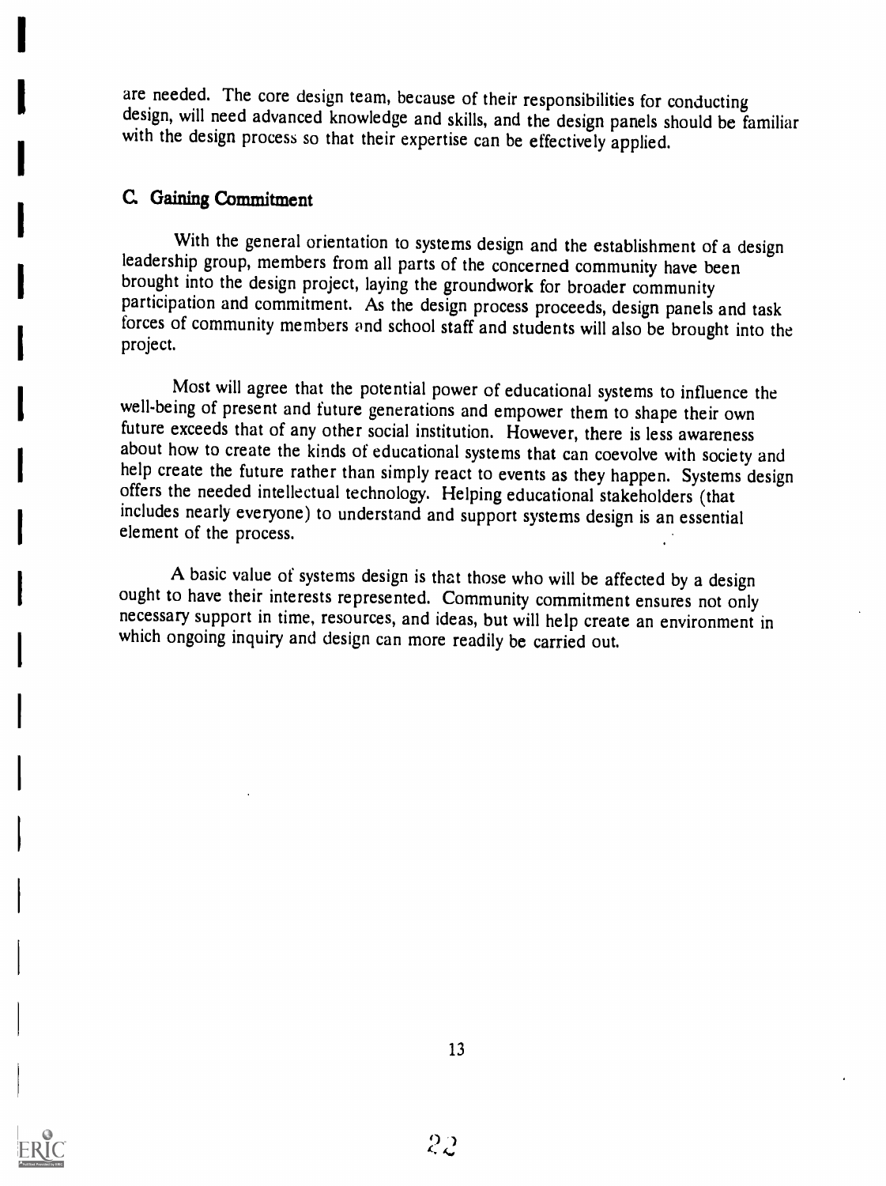are needed. The core design team, because of their responsibilities for conducting design, will need advanced knowledge and skills, and the design panels should be familiar with the design process so that their expertise can be effectively applied.

## C. Gaining Commitment

With the general orientation to systems design and the establishment of a design leadership group, members from all parts of the concerned community have been brought into the design project, laying the groundwork for broader community participation and commitment. As the design process proceeds, design panels and task forces of community members and school staff and students will also be brought into the project.

Most will agree that the potential power of educational systems to influence the well-being of present and future generations and empower them to shape their own future exceeds that of any other social institution. However, there is less awareness about how to create the kinds of educational systems that can coevolve with society and help create the future rather than simply react to events as they happen. Systems design offers the needed intellectual technology. Helping educational stakeholders (that includes nearly everyone) to understand and support systems design is an essential element of the process.

A basic value of systems design is that those who will be affected by a design ought to have their interests represented. Community commitment ensures not only necessary support in time, resources, and ideas, but will help create an environment in which ongoing inquiry and design can more readily be carried out.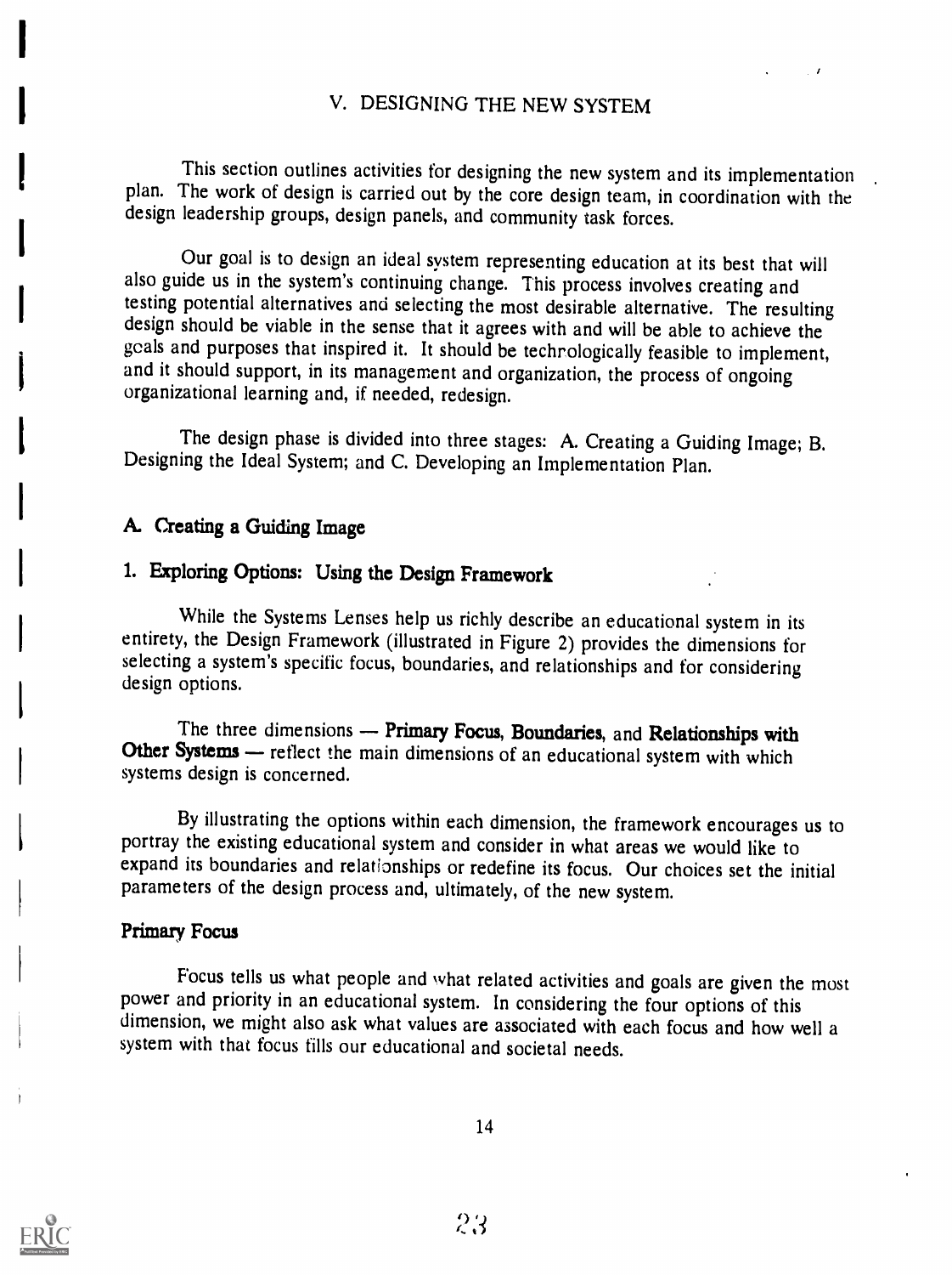# V. DESIGNING THE NEW SYSTEM

This section outlines activities for designing the new system and its implementation plan. The work of design is carried out by the core design team, in coordination with the design leadership groups, design panels, and community task forces.

Our goal is to design an ideal system representing education at its best that will also guide us in the system's continuing change. This process involves creating and testing potential alternatives and selecting the most desirable alternative. The resulting design should be viable in the sense that it agrees with and will be able to achieve the goals and purposes that inspired it. It should be techrologically feasible to implement, and it should support, in its management and organization, the process of ongoing organizational learning and, if needed, redesign.

The design phase is divided into three stages: A. Creating a Guiding Image; B. Designing the Ideal System; and C. Developing an Implementation Plan.

## A. Creating a Guiding Image

### 1. Exploring Options: Using the Design Framework

While the Systems Lenses help us richly describe an educational system in its entirety, the Design Framework (illustrated in Figure 2) provides the dimensions for selecting a system's specific focus, boundaries, and relationships and for considering design options.

The three dimensions — **Primary Focus**, **Boundaries**, and **Relationships with Other Systems** — reflect the main dimensions of an educational system with which systems design is concerned.

By illustrating the options within each dimension, the framework encourages us to portray the existing educational system and consider in what areas we would like to expand its boundaries and relationships or redefine its focus. Our choices set the initial parameters of the design process and, ultimately, of the new system.

#### Primary Focus

Focus tells us what people and what related activities and goals are given the most power and priority in an educational system. In considering the four options of this dimension, we might also ask what values are associated with each focus and how well a system with that focus fills our educational and societal needs.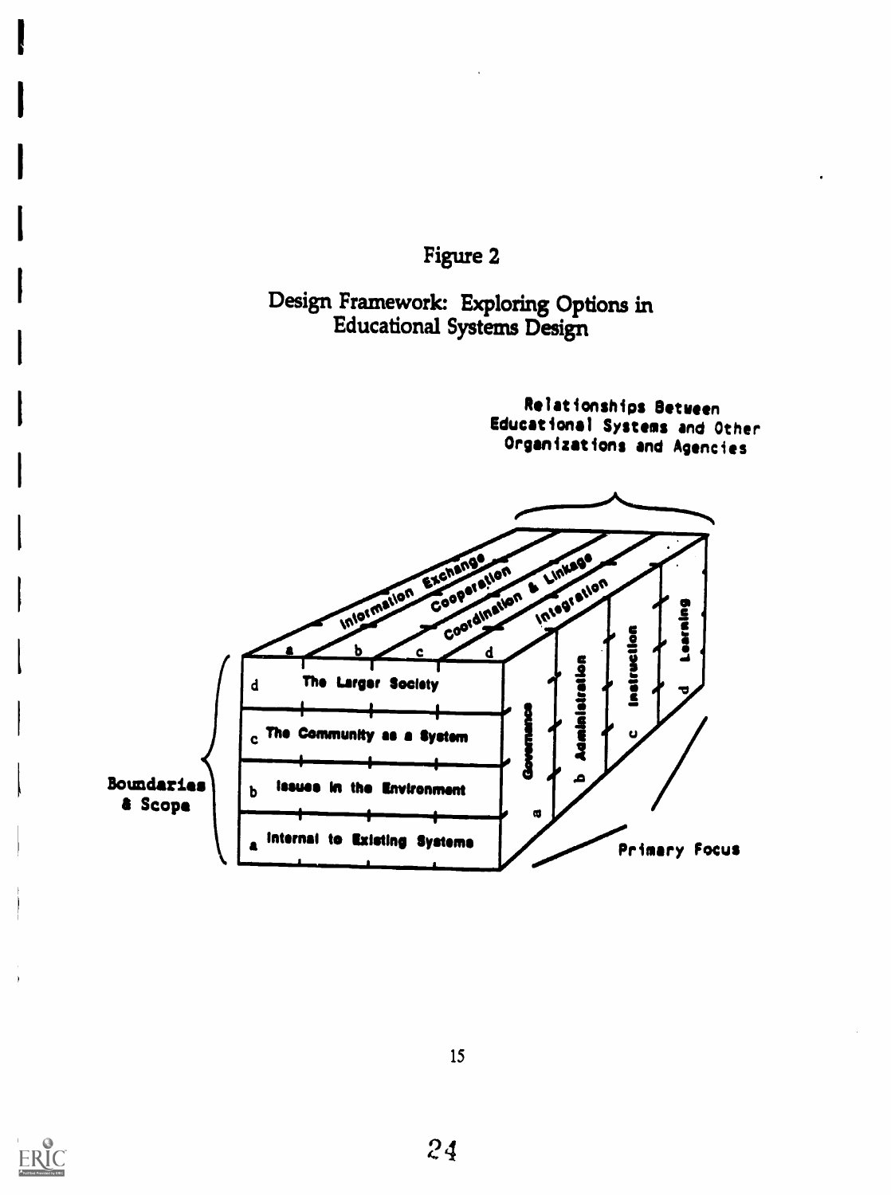Figure 2

Design Framework: Exploring Options in Educational Systems Design

Relationships Between Educational Systems and Other Organizations and Agencies

a Information Exchange

b Cooperation

c Coordination & Linkage

d Integration

Boundaries & Scope

d The Larger Society

c The Community as a System

b Issues in the Environment

a Internal to Existing Systems

Primary Focus

a Governance

b Administration

c Instruction

d Learning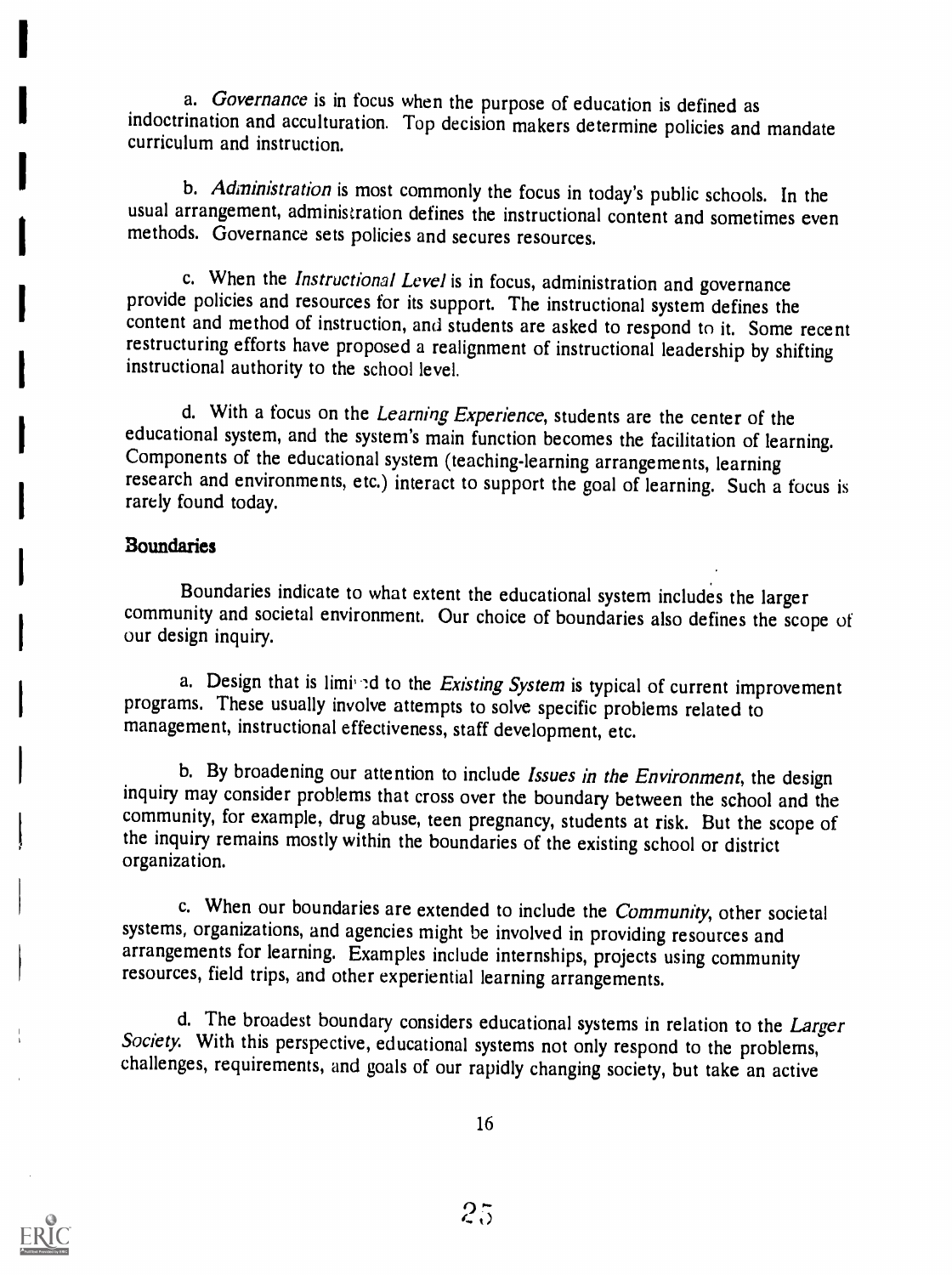a. *Governance* is in focus when the purpose of education is defined as indoctrination and acculturation. Top decision makers determine policies and mandate curriculum and instruction.

b. *Administration* is most commonly the focus in today's public schools. In the usual arrangement, administration defines the instructional content and sometimes even methods. Governance sets policies and secures resources.

c. When the *Instructional Level* is in focus, administration and governance provide policies and resources for its support. The instructional system defines the content and method of instruction, and students are asked to respond to it. Some recent restructuring efforts have proposed a realignment of instructional leadership by shifting instructional authority to the school level.

d. With a focus on the *Learning Experience*, students are the center of the educational system, and the system's main function becomes the facilitation of learning. Components of the educational system (teaching-learning arrangements, learning research and environments, etc.) interact to support the goal of learning. Such a focus is rarely found today.

**Boundaries**

Boundaries indicate to what extent the educational system includes the larger community and societal environment. Our choice of boundaries also defines the scope of our design inquiry.

a. Design that is limited to the *Existing System* is typical of current improvement programs. These usually involve attempts to solve specific problems related to management, instructional effectiveness, staff development, etc.

b. By broadening our attention to include *Issues in the Environment*, the design inquiry may consider problems that cross over the boundary between the school and the community, for example, drug abuse, teen pregnancy, students at risk. But the scope of the inquiry remains mostly within the boundaries of the existing school or district organization.

c. When our boundaries are extended to include the *Community*, other societal systems, organizations, and agencies might be involved in providing resources and arrangements for learning. Examples include internships, projects using community resources, field trips, and other experiential learning arrangements.

d. The broadest boundary considers educational systems in relation to the *Larger Society*. With this perspective, educational systems not only respond to the problems, challenges, requirements, and goals of our rapidly changing society, but take an active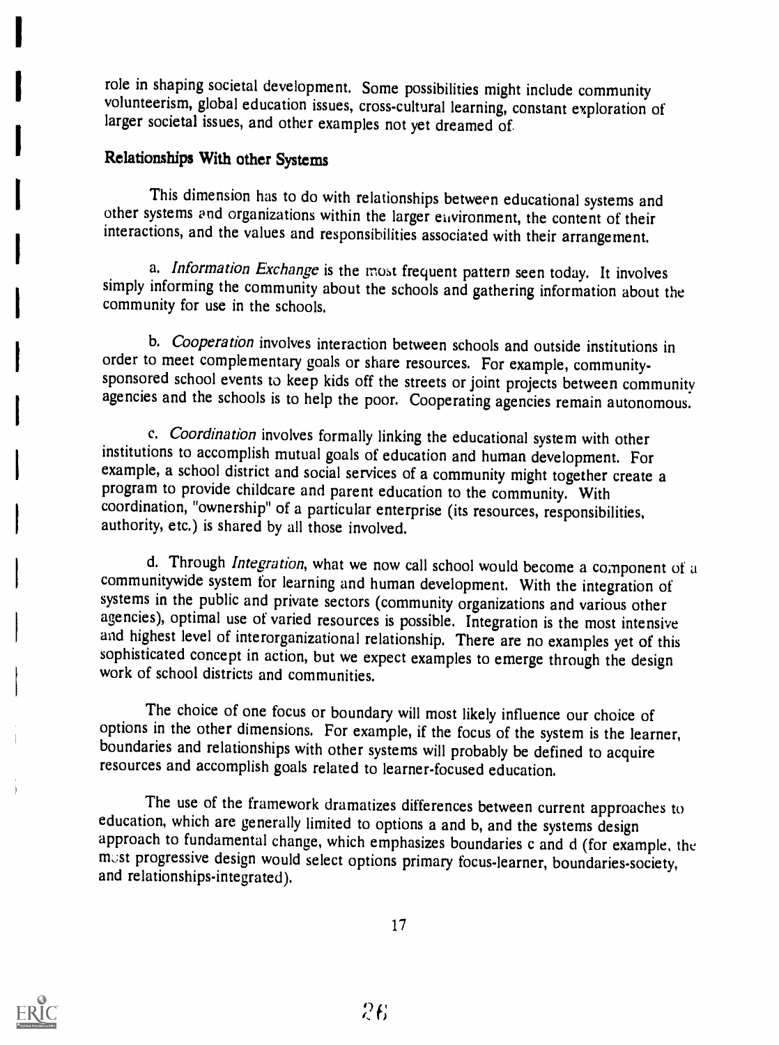role in shaping societal development. Some possibilities might include community volunteerism, global education issues, cross-cultural learning, constant exploration of larger societal issues, and other examples not yet dreamed of.

### Relationships With other Systems

This dimension has to do with relationships between educational systems and other systems and organizations within the larger environment, the content of their interactions, and the values and responsibilities associated with their arrangement.

a. *Information Exchange* is the most frequent pattern seen today. It involves simply informing the community about the schools and gathering information about the community for use in the schools.

b. *Cooperation* involves interaction between schools and outside institutions in order to meet complementary goals or share resources. For example, community-sponsored school events to keep kids off the streets or joint projects between community agencies and the schools is to help the poor. Cooperating agencies remain autonomous.

c. *Coordination* involves formally linking the educational system with other institutions to accomplish mutual goals of education and human development. For example, a school district and social services of a community might together create a program to provide childcare and parent education to the community. With coordination, "ownership" of a particular enterprise (its resources, responsibilities, authority, etc.) is shared by all those involved.

d. Through *Integration*, what we now call school would become a component of a communitywide system for learning and human development. With the integration of systems in the public and private sectors (community organizations and various other agencies), optimal use of varied resources is possible. Integration is the most intensive and highest level of interorganizational relationship. There are no examples yet of this sophisticated concept in action, but we expect examples to emerge through the design work of school districts and communities.

The choice of one focus or boundary will most likely influence our choice of options in the other dimensions. For example, if the focus of the system is the learner, boundaries and relationships with other systems will probably be defined to acquire resources and accomplish goals related to learner-focused education.

The use of the framework dramatizes differences between current approaches to education, which are generally limited to options a and b, and the systems design approach to fundamental change, which emphasizes boundaries c and d (for example, the most progressive design would select options primary focus-learner, boundaries-society, and relationships-integrated).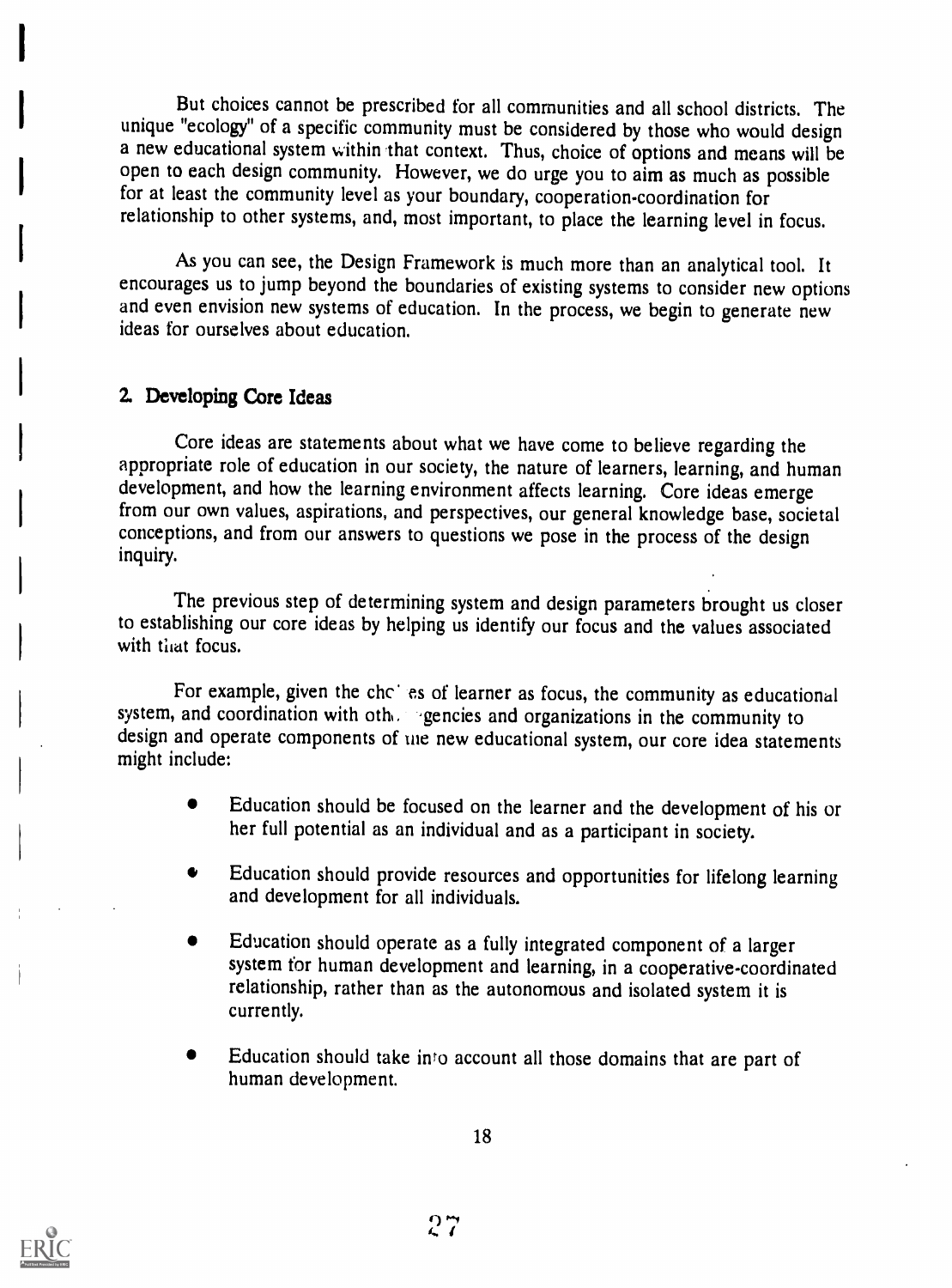But choices cannot be prescribed for all communities and all school districts. The unique "ecology" of a specific community must be considered by those who would design a new educational system within that context. Thus, choice of options and means will be open to each design community. However, we do urge you to aim as much as possible for at least the community level as your boundary, cooperation-coordination for relationship to other systems, and, most important, to place the learning level in focus.

As you can see, the Design Framework is much more than an analytical tool. It encourages us to jump beyond the boundaries of existing systems to consider new options and even envision new systems of education. In the process, we begin to generate new ideas for ourselves about education.

## 2. Developing Core Ideas

Core ideas are statements about what we have come to believe regarding the appropriate role of education in our society, the nature of learners, learning, and human development, and how the learning environment affects learning. Core ideas emerge from our own values, aspirations, and perspectives, our general knowledge base, societal conceptions, and from our answers to questions we pose in the process of the design inquiry.

The previous step of determining system and design parameters brought us closer to establishing our core ideas by helping us identify our focus and the values associated with that focus.

For example, given the choices of learner as focus, the community as educational system, and coordination with other agencies and organizations in the community to design and operate components of the new educational system, our core idea statements might include:

- Education should be focused on the learner and the development of his or her full potential as an individual and as a participant in society.
- Education should provide resources and opportunities for lifelong learning and development for all individuals.
- Education should operate as a fully integrated component of a larger system for human development and learning, in a cooperative-coordinated relationship, rather than as the autonomous and isolated system it is currently.
- Education should take into account all those domains that are part of human development.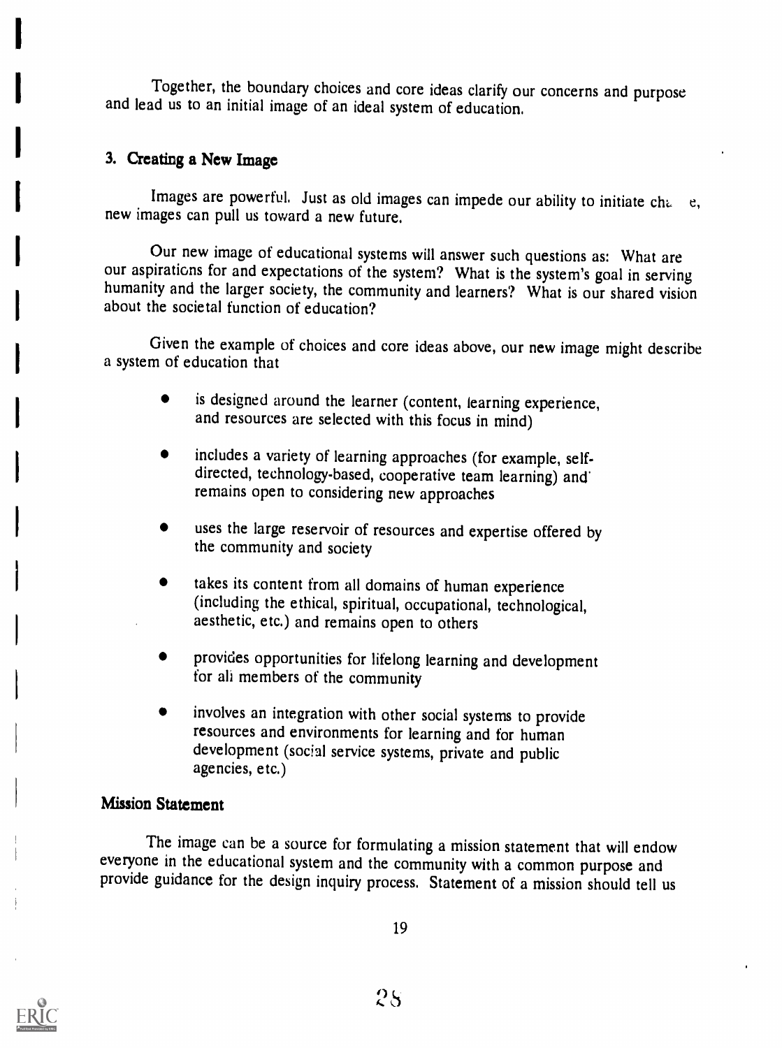Together, the boundary choices and core ideas clarify our concerns and purpose and lead us to an initial image of an ideal system of education.

### 3. Creating a New Image

Images are powerful. Just as old images can impede our ability to initiate change, new images can pull us toward a new future.

Our new image of educational systems will answer such questions as: What are our aspirations for and expectations of the system? What is the system's goal in serving humanity and the larger society, the community and learners? What is our shared vision about the societal function of education?

Given the example of choices and core ideas above, our new image might describe a system of education that

- is designed around the learner (content, learning experience, and resources are selected with this focus in mind)
- includes a variety of learning approaches (for example, self-directed, technology-based, cooperative team learning) and remains open to considering new approaches
- uses the large reservoir of resources and expertise offered by the community and society
- takes its content from all domains of human experience (including the ethical, spiritual, occupational, technological, aesthetic, etc.) and remains open to others
- provides opportunities for lifelong learning and development for all members of the community
- involves an integration with other social systems to provide resources and environments for learning and for human development (social service systems, private and public agencies, etc.)

#### Mission Statement

The image can be a source for formulating a mission statement that will endow everyone in the educational system and the community with a common purpose and provide guidance for the design inquiry process. Statement of a mission should tell us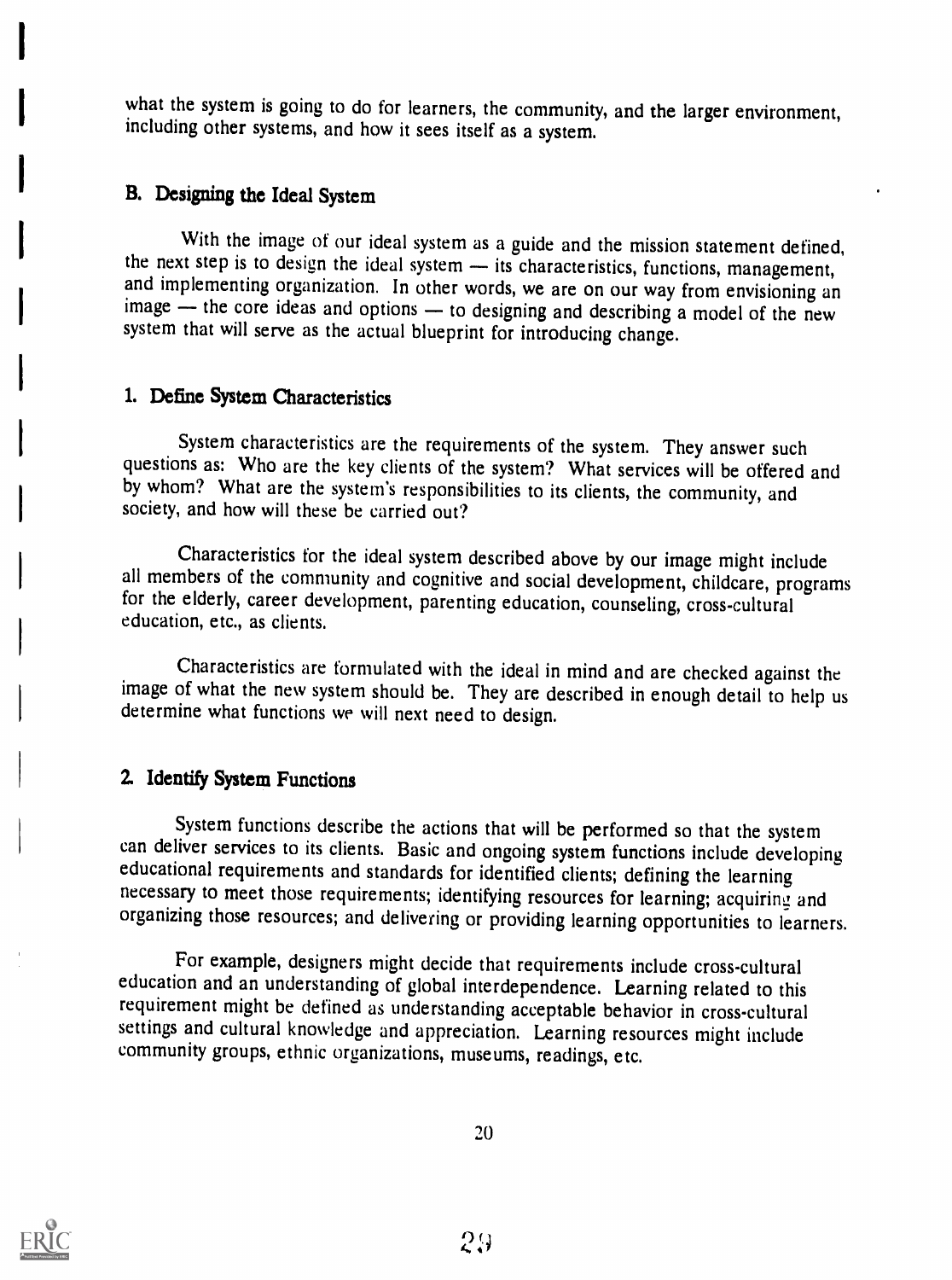what the system is going to do for learners, the community, and the larger environment, including other systems, and how it sees itself as a system.

## B. Designing the Ideal System

With the image of our ideal system as a guide and the mission statement defined, the next step is to design the ideal system — its characteristics, functions, management, and implementing organization. In other words, we are on our way from envisioning an image — the core ideas and options — to designing and describing a model of the new system that will serve as the actual blueprint for introducing change.

### 1. Define System Characteristics

System characteristics are the requirements of the system. They answer such questions as: Who are the key clients of the system? What services will be offered and by whom? What are the system's responsibilities to its clients, the community, and society, and how will these be carried out?

Characteristics for the ideal system described above by our image might include all members of the community and cognitive and social development, childcare, programs for the elderly, career development, parenting education, counseling, cross-cultural education, etc., as clients.

Characteristics are formulated with the ideal in mind and are checked against the image of what the new system should be. They are described in enough detail to help us determine what functions we will next need to design.

### 2. Identify System Functions

System functions describe the actions that will be performed so that the system can deliver services to its clients. Basic and ongoing system functions include developing educational requirements and standards for identified clients; defining the learning necessary to meet those requirements; identifying resources for learning; acquiring and organizing those resources; and delivering or providing learning opportunities to learners.

For example, designers might decide that requirements include cross-cultural education and an understanding of global interdependence. Learning related to this requirement might be defined as understanding acceptable behavior in cross-cultural settings and cultural knowledge and appreciation. Learning resources might include community groups, ethnic organizations, museums, readings, etc.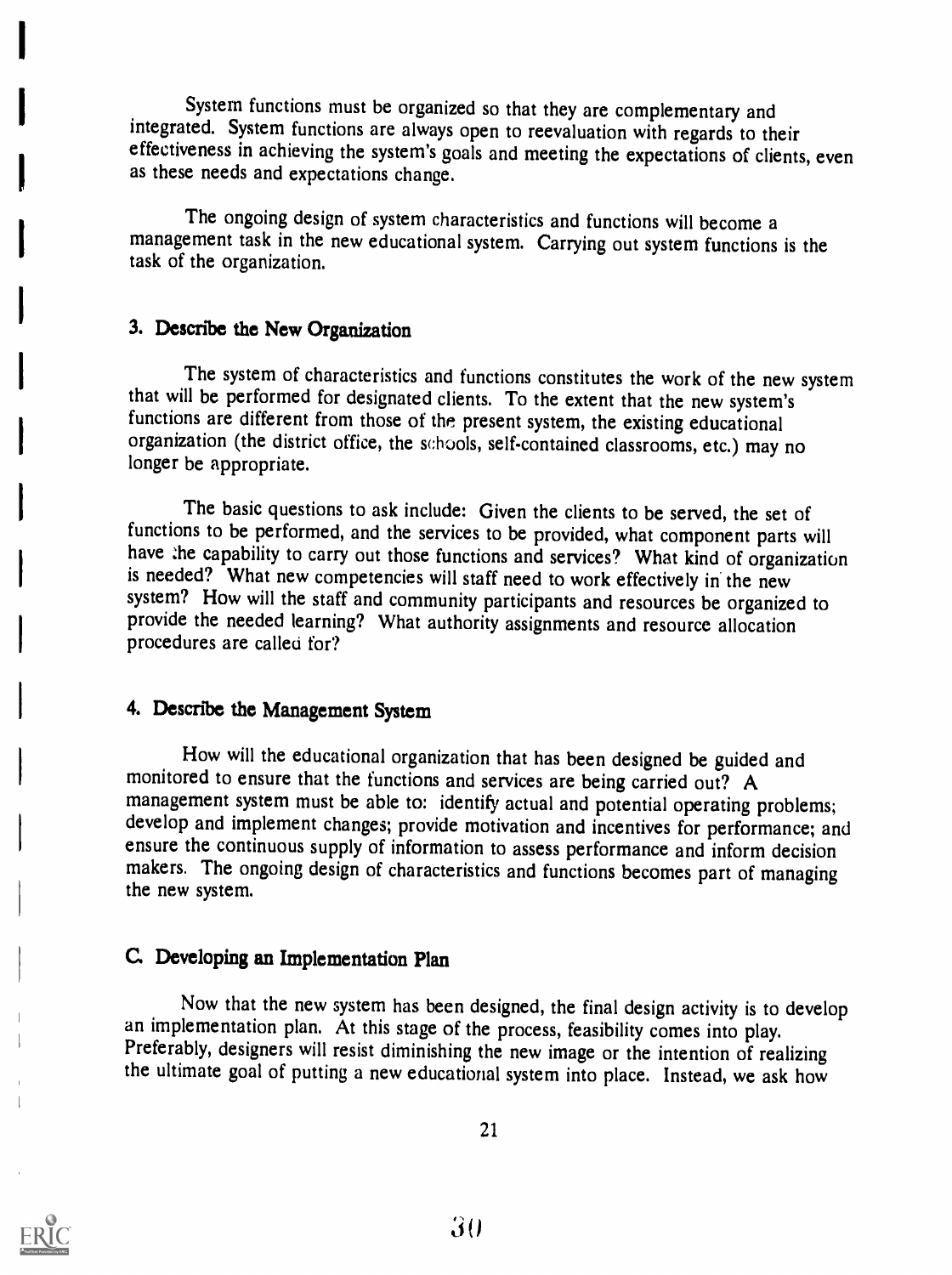System functions must be organized so that they are complementary and integrated. System functions are always open to reevaluation with regards to their effectiveness in achieving the system's goals and meeting the expectations of clients, even as these needs and expectations change.

The ongoing design of system characteristics and functions will become a management task in the new educational system. Carrying out system functions is the task of the organization.

### 3. Describe the New Organization

The system of characteristics and functions constitutes the work of the new system that will be performed for designated clients. To the extent that the new system's functions are different from those of the present system, the existing educational organization (the district office, the schools, self-contained classrooms, etc.) may no longer be appropriate.

The basic questions to ask include: Given the clients to be served, the set of functions to be performed, and the services to be provided, what component parts will have the capability to carry out those functions and services? What kind of organization is needed? What new competencies will staff need to work effectively in the new system? How will the staff and community participants and resources be organized to provide the needed learning? What authority assignments and resource allocation procedures are called for?

### 4. Describe the Management System

How will the educational organization that has been designed be guided and monitored to ensure that the functions and services are being carried out? A management system must be able to: identify actual and potential operating problems; develop and implement changes; provide motivation and incentives for performance; and ensure the continuous supply of information to assess performance and inform decision makers. The ongoing design of characteristics and functions becomes part of managing the new system.

## C. Developing an Implementation Plan

Now that the new system has been designed, the final design activity is to develop an implementation plan. At this stage of the process, feasibility comes into play. Preferably, designers will resist diminishing the new image or the intention of realizing the ultimate goal of putting a new educational system into place. Instead, we ask how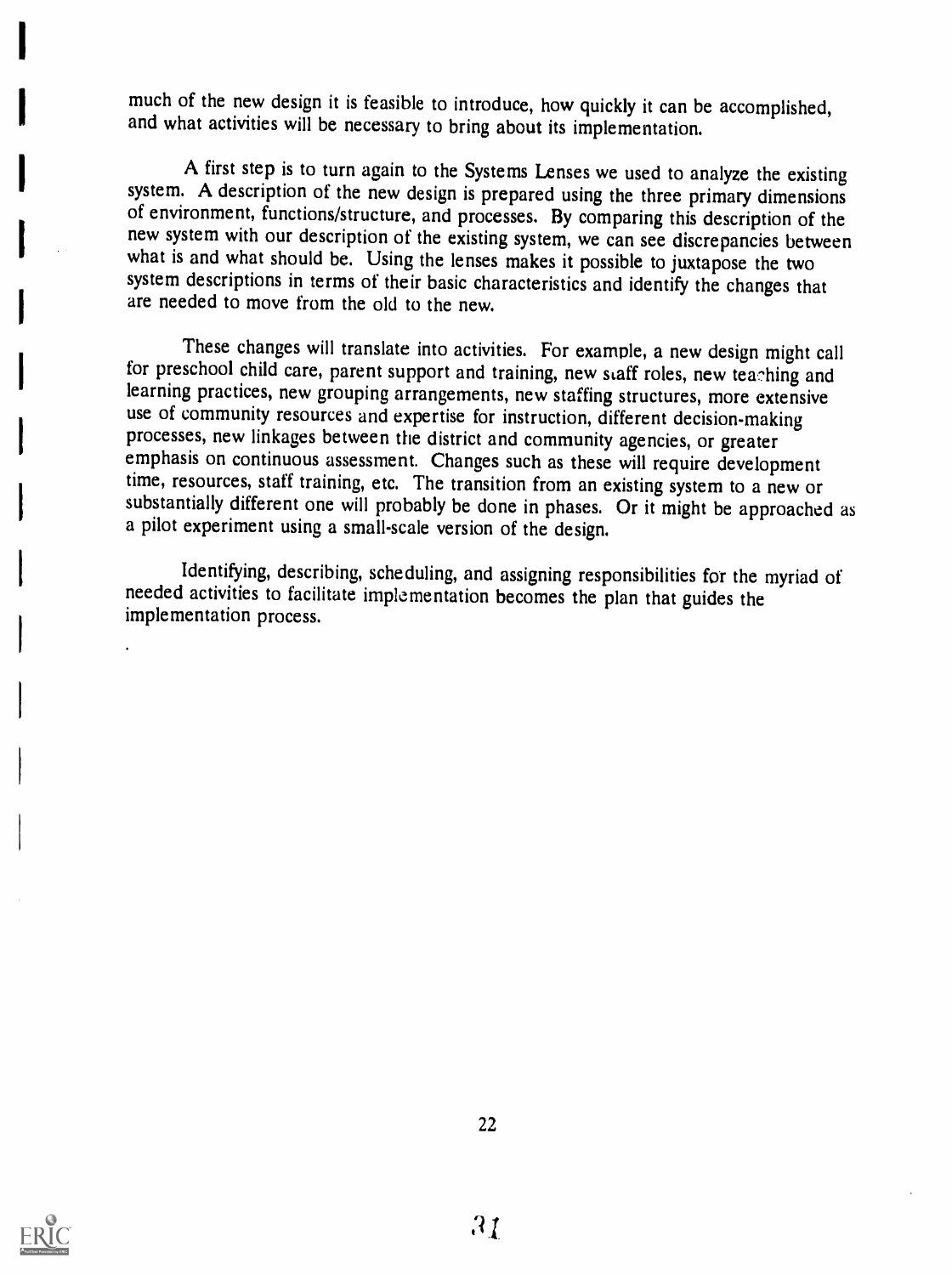much of the new design it is feasible to introduce, how quickly it can be accomplished, and what activities will be necessary to bring about its implementation.

A first step is to turn again to the Systems Lenses we used to analyze the existing system. A description of the new design is prepared using the three primary dimensions of environment, functions/structure, and processes. By comparing this description of the new system with our description of the existing system, we can see discrepancies between what is and what should be. Using the lenses makes it possible to juxtapose the two system descriptions in terms of their basic characteristics and identify the changes that are needed to move from the old to the new.

These changes will translate into activities. For example, a new design might call for preschool child care, parent support and training, new staff roles, new teaching and learning practices, new grouping arrangements, new staffing structures, more extensive use of community resources and expertise for instruction, different decision-making processes, new linkages between the district and community agencies, or greater emphasis on continuous assessment. Changes such as these will require development time, resources, staff training, etc. The transition from an existing system to a new or substantially different one will probably be done in phases. Or it might be approached as a pilot experiment using a small-scale version of the design.

Identifying, describing, scheduling, and assigning responsibilities for the myriad of needed activities to facilitate implementation becomes the plan that guides the implementation process.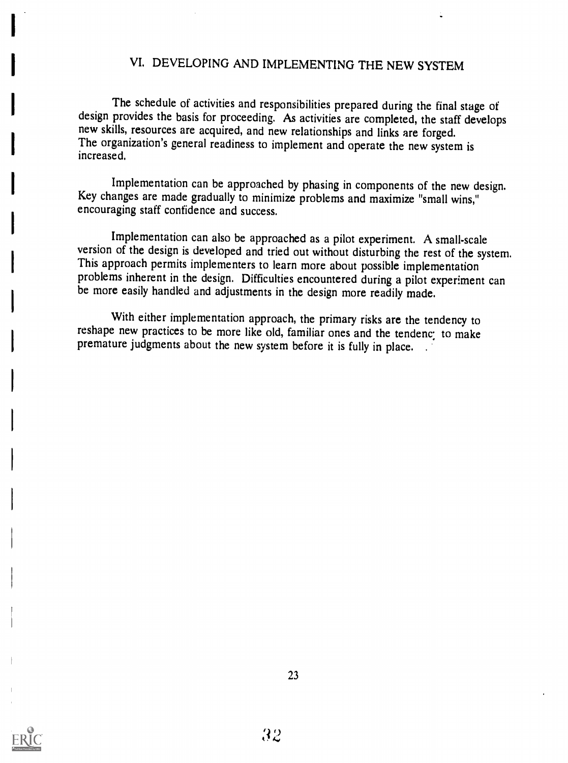## VI. DEVELOPING AND IMPLEMENTING THE NEW SYSTEM

The schedule of activities and responsibilities prepared during the final stage of design provides the basis for proceeding. As activities are completed, the staff develops new skills, resources are acquired, and new relationships and links are forged. The organization's general readiness to implement and operate the new system is increased.

Implementation can be approached by phasing in components of the new design. Key changes are made gradually to minimize problems and maximize "small wins," encouraging staff confidence and success.

Implementation can also be approached as a pilot experiment. A small-scale version of the design is developed and tried out without disturbing the rest of the system. This approach permits implementers to learn more about possible implementation problems inherent in the design. Difficulties encountered during a pilot experiment can be more easily handled and adjustments in the design more readily made.

With either implementation approach, the primary risks are the tendency to reshape new practices to be more like old, familiar ones and the tendency to make premature judgments about the new system before it is fully in place.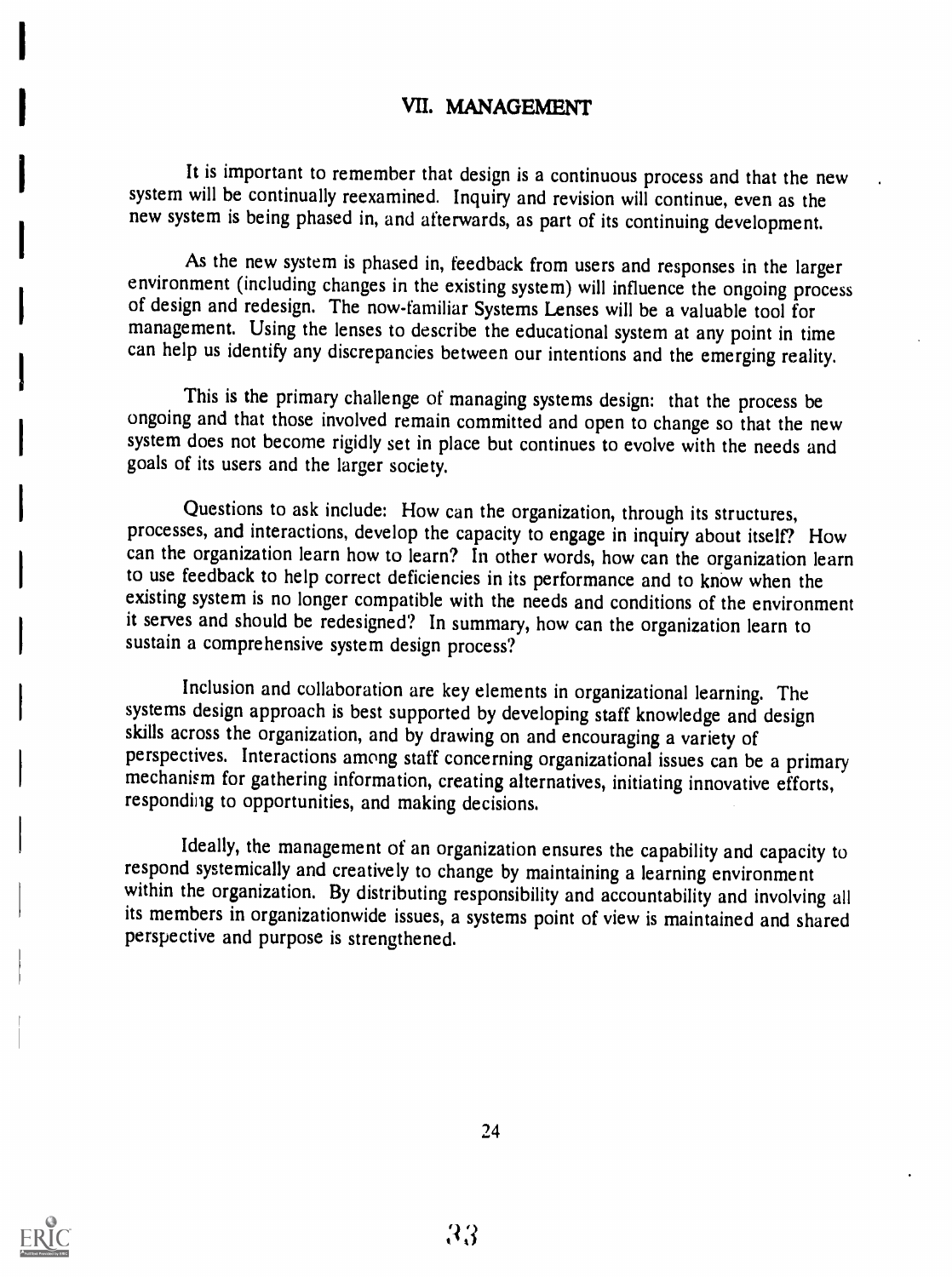## VII. MANAGEMENT

It is important to remember that design is a continuous process and that the new system will be continually reexamined. Inquiry and revision will continue, even as the new system is being phased in, and afterwards, as part of its continuing development.

As the new system is phased in, feedback from users and responses in the larger environment (including changes in the existing system) will influence the ongoing process of design and redesign. The now-familiar Systems Lenses will be a valuable tool for management. Using the lenses to describe the educational system at any point in time can help us identify any discrepancies between our intentions and the emerging reality.

This is the primary challenge of managing systems design: that the process be ongoing and that those involved remain committed and open to change so that the new system does not become rigidly set in place but continues to evolve with the needs and goals of its users and the larger society.

Questions to ask include: How can the organization, through its structures, processes, and interactions, develop the capacity to engage in inquiry about itself? How can the organization learn how to learn? In other words, how can the organization learn to use feedback to help correct deficiencies in its performance and to know when the existing system is no longer compatible with the needs and conditions of the environment it serves and should be redesigned? In summary, how can the organization learn to sustain a comprehensive system design process?

Inclusion and collaboration are key elements in organizational learning. The systems design approach is best supported by developing staff knowledge and design skills across the organization, and by drawing on and encouraging a variety of perspectives. Interactions among staff concerning organizational issues can be a primary mechanism for gathering information, creating alternatives, initiating innovative efforts, responding to opportunities, and making decisions.

Ideally, the management of an organization ensures the capability and capacity to respond systemically and creatively to change by maintaining a learning environment within the organization. By distributing responsibility and accountability and involving all its members in organizationwide issues, a systems point of view is maintained and shared perspective and purpose is strengthened.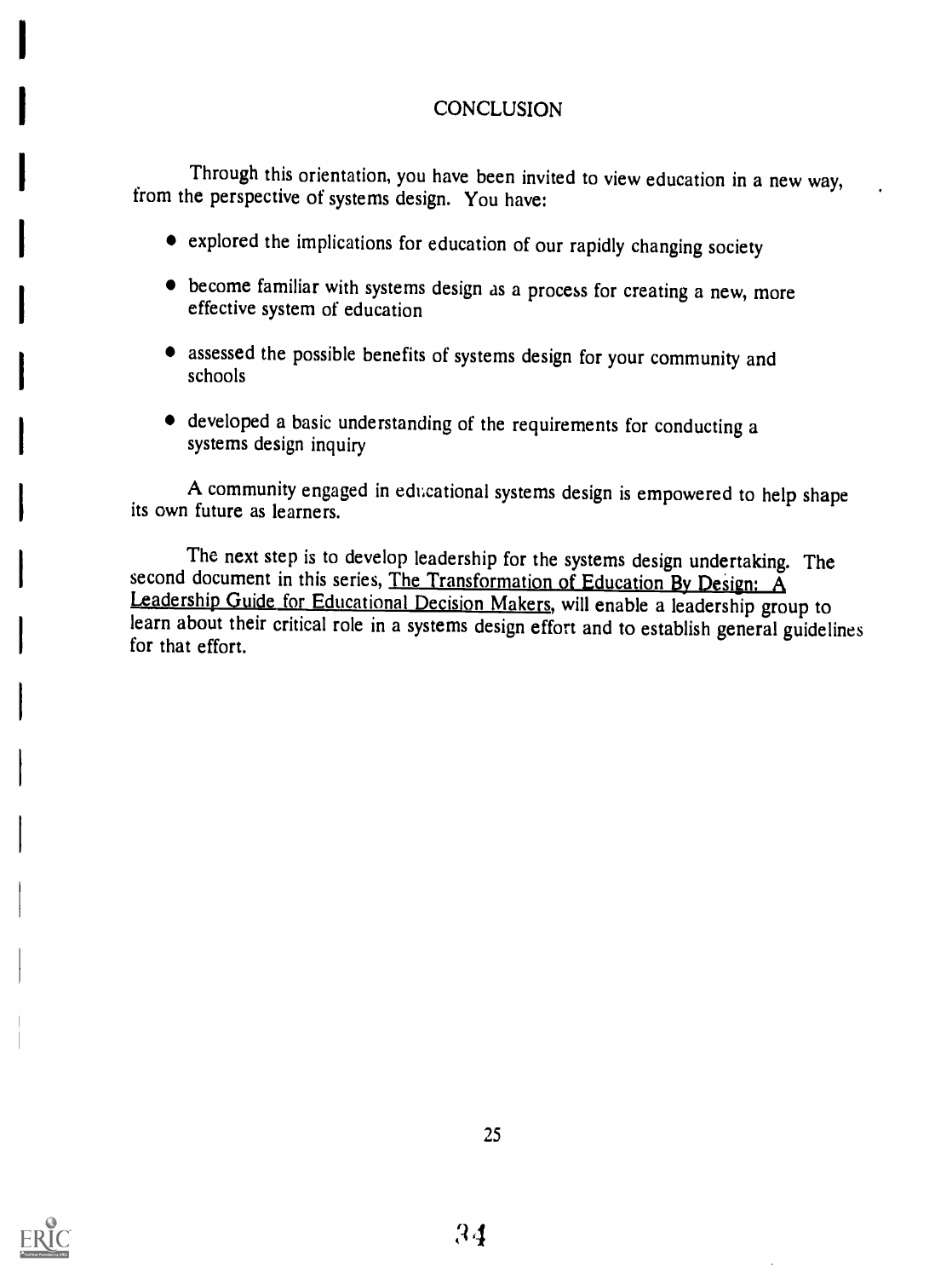## CONCLUSION

Through this orientation, you have been invited to view education in a new way, from the perspective of systems design. You have:

- explored the implications for education of our rapidly changing society
- become familiar with systems design as a process for creating a new, more effective system of education
- assessed the possible benefits of systems design for your community and schools
- developed a basic understanding of the requirements for conducting a systems design inquiry

A community engaged in educational systems design is empowered to help shape its own future as learners.

The next step is to develop leadership for the systems design undertaking. The second document in this series, The Transformation of Education By Design: A Leadership Guide for Educational Decision Makers, will enable a leadership group to learn about their critical role in a systems design effort and to establish general guidelines for that effort.